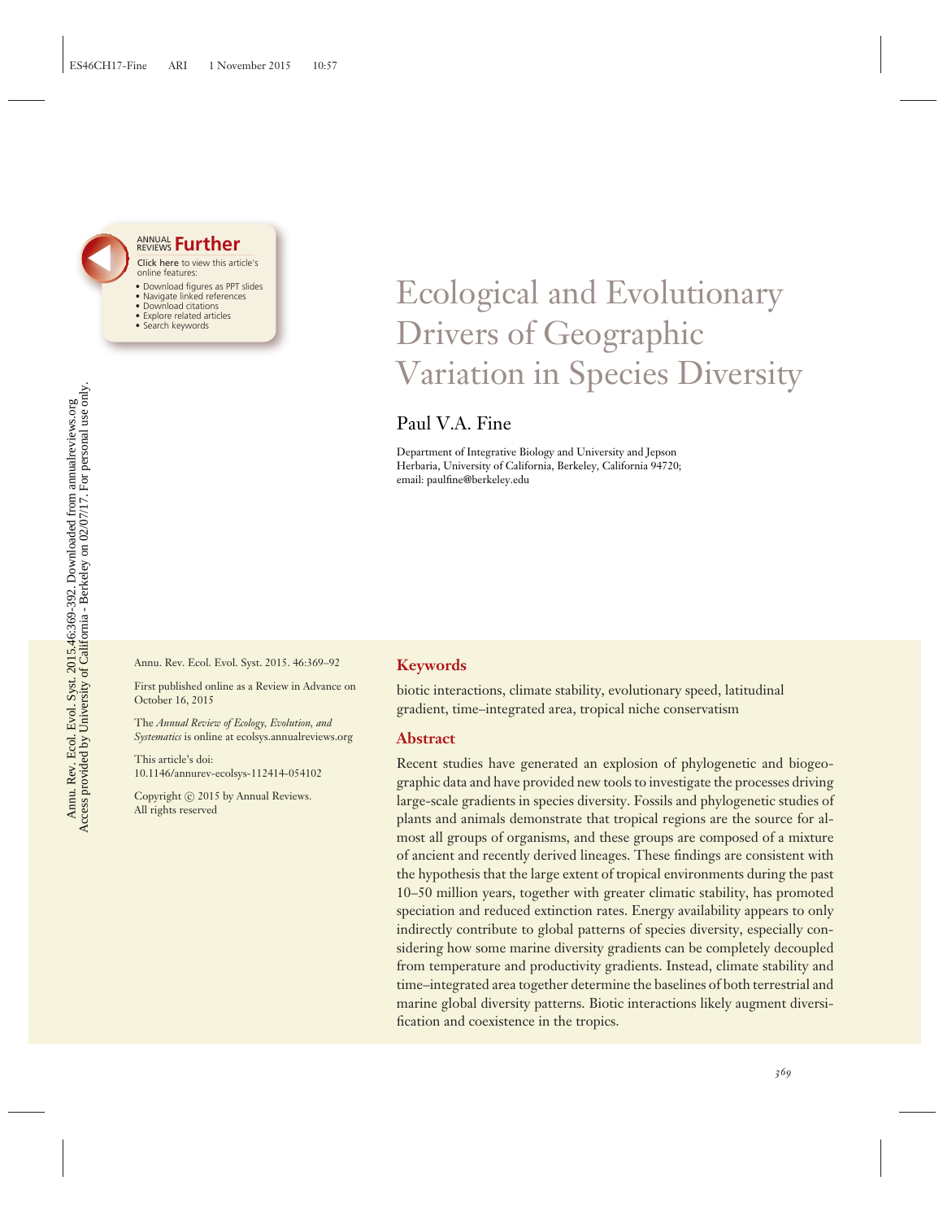# Ecological and Evolutionary Drivers of Geographic Variation in Species Diversity

## Paul V.A. Fine

Department of Integrative Biology and University and Jepson Herbaria, University of California, Berkeley, California 94720; email: paulfine@berkeley.edu

Annu. Rev. Ecol. Evol. Syst. 2015. 46:369–92

First published online as a Review in Advance on October 16, 2015

The *Annual Review of Ecology, Evolution, and Systematics* is online at ecolsys.annualreviews.org

This article's doi:
10.1146/annurev-ecolsys-112414-054102

Copyright © 2015 by Annual Reviews.
All rights reserved

### Keywords

biotic interactions, climate stability, evolutionary speed, latitudinal gradient, time–integrated area, tropical niche conservatism

### Abstract

Recent studies have generated an explosion of phylogenetic and biogeographic data and have provided new tools to investigate the processes driving large-scale gradients in species diversity. Fossils and phylogenetic studies of plants and animals demonstrate that tropical regions are the source for almost all groups of organisms, and these groups are composed of a mixture of ancient and recently derived lineages. These findings are consistent with the hypothesis that the large extent of tropical environments during the past 10–50 million years, together with greater climatic stability, has promoted speciation and reduced extinction rates. Energy availability appears to only indirectly contribute to global patterns of species diversity, especially considering how some marine diversity gradients can be completely decoupled from temperature and productivity gradients. Instead, climate stability and time–integrated area together determine the baselines of both terrestrial and marine global diversity patterns. Biotic interactions likely augment diversification and coexistence in the tropics.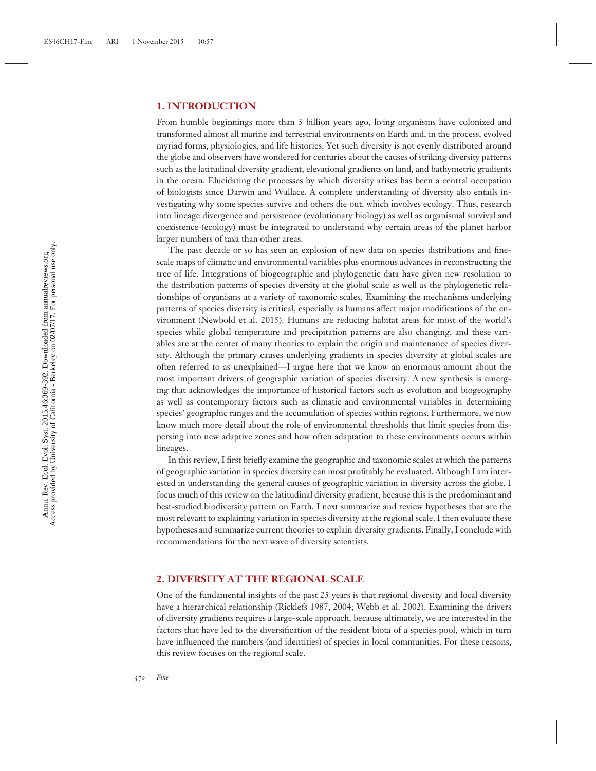## 1. INTRODUCTION

From humble beginnings more than 3 billion years ago, living organisms have colonized and transformed almost all marine and terrestrial environments on Earth and, in the process, evolved myriad forms, physiologies, and life histories. Yet such diversity is not evenly distributed around the globe and observers have wondered for centuries about the causes of striking diversity patterns such as the latitudinal diversity gradient, elevational gradients on land, and bathymetric gradients in the ocean. Elucidating the processes by which diversity arises has been a central occupation of biologists since Darwin and Wallace. A complete understanding of diversity also entails investigating why some species survive and others die out, which involves ecology. Thus, research into lineage divergence and persistence (evolutionary biology) as well as organismal survival and coexistence (ecology) must be integrated to understand why certain areas of the planet harbor larger numbers of taxa than other areas.

The past decade or so has seen an explosion of new data on species distributions and fine-scale maps of climatic and environmental variables plus enormous advances in reconstructing the tree of life. Integrations of biogeographic and phylogenetic data have given new resolution to the distribution patterns of species diversity at the global scale as well as the phylogenetic relationships of organisms at a variety of taxonomic scales. Examining the mechanisms underlying patterns of species diversity is critical, especially as humans affect major modifications of the environment (Newbold et al. 2015). Humans are reducing habitat areas for most of the world's species while global temperature and precipitation patterns are also changing, and these variables are at the center of many theories to explain the origin and maintenance of species diversity. Although the primary causes underlying gradients in species diversity at global scales are often referred to as unexplained—I argue here that we know an enormous amount about the most important drivers of geographic variation of species diversity. A new synthesis is emerging that acknowledges the importance of historical factors such as evolution and biogeography as well as contemporary factors such as climatic and environmental variables in determining species' geographic ranges and the accumulation of species within regions. Furthermore, we now know much more detail about the role of environmental thresholds that limit species from dispersing into new adaptive zones and how often adaptation to these environments occurs within lineages.

In this review, I first briefly examine the geographic and taxonomic scales at which the patterns of geographic variation in species diversity can most profitably be evaluated. Although I am interested in understanding the general causes of geographic variation in diversity across the globe, I focus much of this review on the latitudinal diversity gradient, because this is the predominant and best-studied biodiversity pattern on Earth. I next summarize and review hypotheses that are the most relevant to explaining variation in species diversity at the regional scale. I then evaluate these hypotheses and summarize current theories to explain diversity gradients. Finally, I conclude with recommendations for the next wave of diversity scientists.

## 2. DIVERSITY AT THE REGIONAL SCALE

One of the fundamental insights of the past 25 years is that regional diversity and local diversity have a hierarchical relationship (Ricklefs 1987, 2004; Webb et al. 2002). Examining the drivers of diversity gradients requires a large-scale approach, because ultimately, we are interested in the factors that have led to the diversification of the resident biota of a species pool, which in turn have influenced the numbers (and identities) of species in local communities. For these reasons, this review focuses on the regional scale.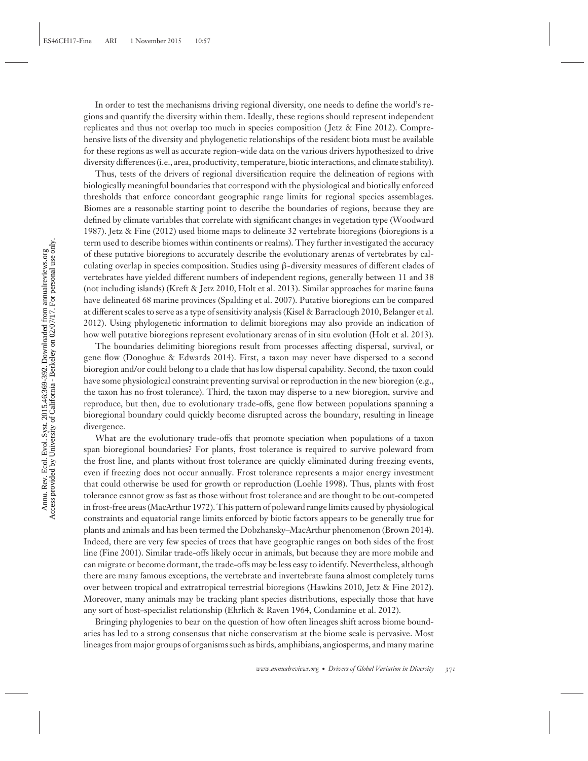In order to test the mechanisms driving regional diversity, one needs to define the world's regions and quantify the diversity within them. Ideally, these regions should represent independent replicates and thus not overlap too much in species composition (Jetz & Fine 2012). Comprehensive lists of the diversity and phylogenetic relationships of the resident biota must be available for these regions as well as accurate region-wide data on the various drivers hypothesized to drive diversity differences (i.e., area, productivity, temperature, biotic interactions, and climate stability).

Thus, tests of the drivers of regional diversification require the delineation of regions with biologically meaningful boundaries that correspond with the physiological and biotically enforced thresholds that enforce concordant geographic range limits for regional species assemblages. Biomes are a reasonable starting point to describe the boundaries of regions, because they are defined by climate variables that correlate with significant changes in vegetation type (Woodward 1987). Jetz & Fine (2012) used biome maps to delineate 32 vertebrate bioregions (bioregions is a term used to describe biomes within continents or realms). They further investigated the accuracy of these putative bioregions to accurately describe the evolutionary arenas of vertebrates by calculating overlap in species composition. Studies using β-diversity measures of different clades of vertebrates have yielded different numbers of independent regions, generally between 11 and 38 (not including islands) (Kreft & Jetz 2010, Holt et al. 2013). Similar approaches for marine fauna have delineated 68 marine provinces (Spalding et al. 2007). Putative bioregions can be compared at different scales to serve as a type of sensitivity analysis (Kisel & Barraclough 2010, Belanger et al. 2012). Using phylogenetic information to delimit bioregions may also provide an indication of how well putative bioregions represent evolutionary arenas of in situ evolution (Holt et al. 2013).

The boundaries delimiting bioregions result from processes affecting dispersal, survival, or gene flow (Donoghue & Edwards 2014). First, a taxon may never have dispersed to a second bioregion and/or could belong to a clade that has low dispersal capability. Second, the taxon could have some physiological constraint preventing survival or reproduction in the new bioregion (e.g., the taxon has no frost tolerance). Third, the taxon may disperse to a new bioregion, survive and reproduce, but then, due to evolutionary trade-offs, gene flow between populations spanning a bioregional boundary could quickly become disrupted across the boundary, resulting in lineage divergence.

What are the evolutionary trade-offs that promote speciation when populations of a taxon span bioregional boundaries? For plants, frost tolerance is required to survive poleward from the frost line, and plants without frost tolerance are quickly eliminated during freezing events, even if freezing does not occur annually. Frost tolerance represents a major energy investment that could otherwise be used for growth or reproduction (Loehle 1998). Thus, plants with frost tolerance cannot grow as fast as those without frost tolerance and are thought to be out-competed in frost-free areas (MacArthur 1972). This pattern of poleward range limits caused by physiological constraints and equatorial range limits enforced by biotic factors appears to be generally true for plants and animals and has been termed the Dobzhansky–MacArthur phenomenon (Brown 2014). Indeed, there are very few species of trees that have geographic ranges on both sides of the frost line (Fine 2001). Similar trade-offs likely occur in animals, but because they are more mobile and can migrate or become dormant, the trade-offs may be less easy to identify. Nevertheless, although there are many famous exceptions, the vertebrate and invertebrate fauna almost completely turns over between tropical and extratropical terrestrial bioregions (Hawkins 2010, Jetz & Fine 2012). Moreover, many animals may be tracking plant species distributions, especially those that have any sort of host–specialist relationship (Ehrlich & Raven 1964, Condamine et al. 2012).

Bringing phylogenies to bear on the question of how often lineages shift across biome boundaries has led to a strong consensus that niche conservatism at the biome scale is pervasive. Most lineages from major groups of organisms such as birds, amphibians, angiosperms, and many marine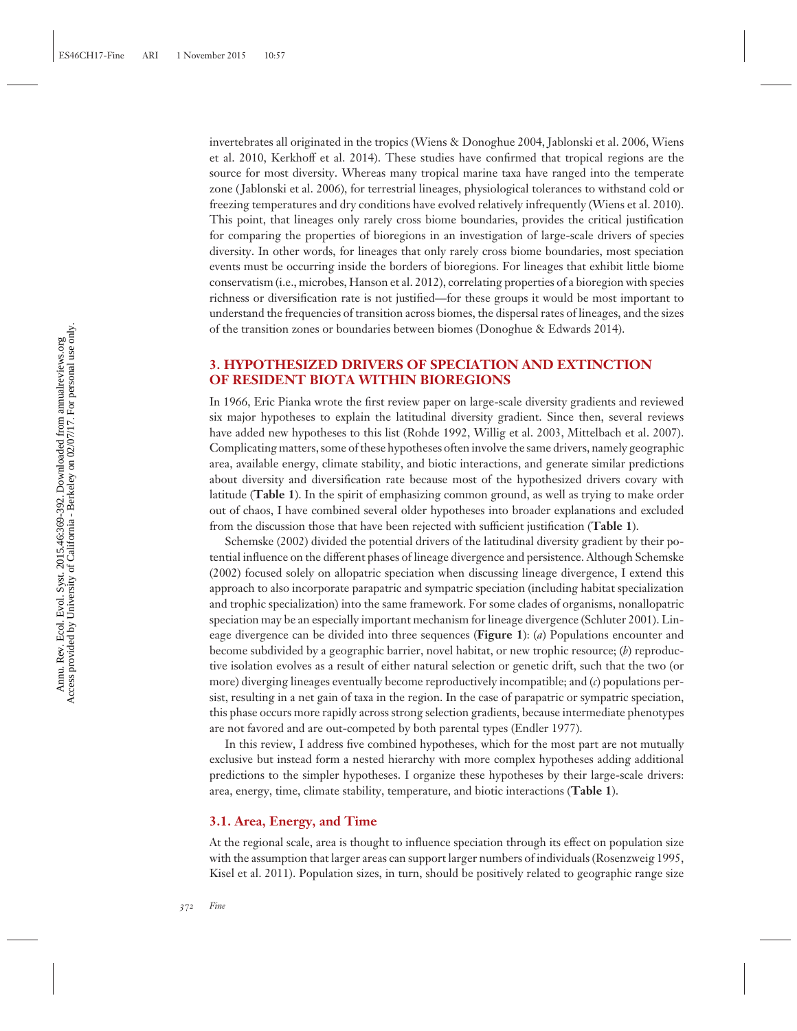invertebrates all originated in the tropics (Wiens & Donoghue 2004, Jablonski et al. 2006, Wiens et al. 2010, Kerkhoff et al. 2014). These studies have confirmed that tropical regions are the source for most diversity. Whereas many tropical marine taxa have ranged into the temperate zone (Jablonski et al. 2006), for terrestrial lineages, physiological tolerances to withstand cold or freezing temperatures and dry conditions have evolved relatively infrequently (Wiens et al. 2010). This point, that lineages only rarely cross biome boundaries, provides the critical justification for comparing the properties of bioregions in an investigation of large-scale drivers of species diversity. In other words, for lineages that only rarely cross biome boundaries, most speciation events must be occurring inside the borders of bioregions. For lineages that exhibit little biome conservatism (i.e., microbes, Hanson et al. 2012), correlating properties of a bioregion with species richness or diversification rate is not justified—for these groups it would be most important to understand the frequencies of transition across biomes, the dispersal rates of lineages, and the sizes of the transition zones or boundaries between biomes (Donoghue & Edwards 2014).

## 3. HYPOTHESIZED DRIVERS OF SPECIATION AND EXTINCTION OF RESIDENT BIOTA WITHIN BIOREGIONS

In 1966, Eric Pianka wrote the first review paper on large-scale diversity gradients and reviewed six major hypotheses to explain the latitudinal diversity gradient. Since then, several reviews have added new hypotheses to this list (Rohde 1992, Willig et al. 2003, Mittelbach et al. 2007). Complicating matters, some of these hypotheses often involve the same drivers, namely geographic area, available energy, climate stability, and biotic interactions, and generate similar predictions about diversity and diversification rate because most of the hypothesized drivers covary with latitude (**Table 1**). In the spirit of emphasizing common ground, as well as trying to make order out of chaos, I have combined several older hypotheses into broader explanations and excluded from the discussion those that have been rejected with sufficient justification (**Table 1**).

Schemske (2002) divided the potential drivers of the latitudinal diversity gradient by their potential influence on the different phases of lineage divergence and persistence. Although Schemske (2002) focused solely on allopatric speciation when discussing lineage divergence, I extend this approach to also incorporate parapatric and sympatric speciation (including habitat specialization and trophic specialization) into the same framework. For some clades of organisms, nonallopatric speciation may be an especially important mechanism for lineage divergence (Schluter 2001). Lineage divergence can be divided into three sequences (**Figure 1**): (*a*) Populations encounter and become subdivided by a geographic barrier, novel habitat, or new trophic resource; (*b*) reproductive isolation evolves as a result of either natural selection or genetic drift, such that the two (or more) diverging lineages eventually become reproductively incompatible; and (*c*) populations persist, resulting in a net gain of taxa in the region. In the case of parapatric or sympatric speciation, this phase occurs more rapidly across strong selection gradients, because intermediate phenotypes are not favored and are out-competed by both parental types (Endler 1977).

In this review, I address five combined hypotheses, which for the most part are not mutually exclusive but instead form a nested hierarchy with more complex hypotheses adding additional predictions to the simpler hypotheses. I organize these hypotheses by their large-scale drivers: area, energy, time, climate stability, temperature, and biotic interactions (**Table 1**).

### 3.1. Area, Energy, and Time

At the regional scale, area is thought to influence speciation through its effect on population size with the assumption that larger areas can support larger numbers of individuals (Rosenzweig 1995, Kisel et al. 2011). Population sizes, in turn, should be positively related to geographic range size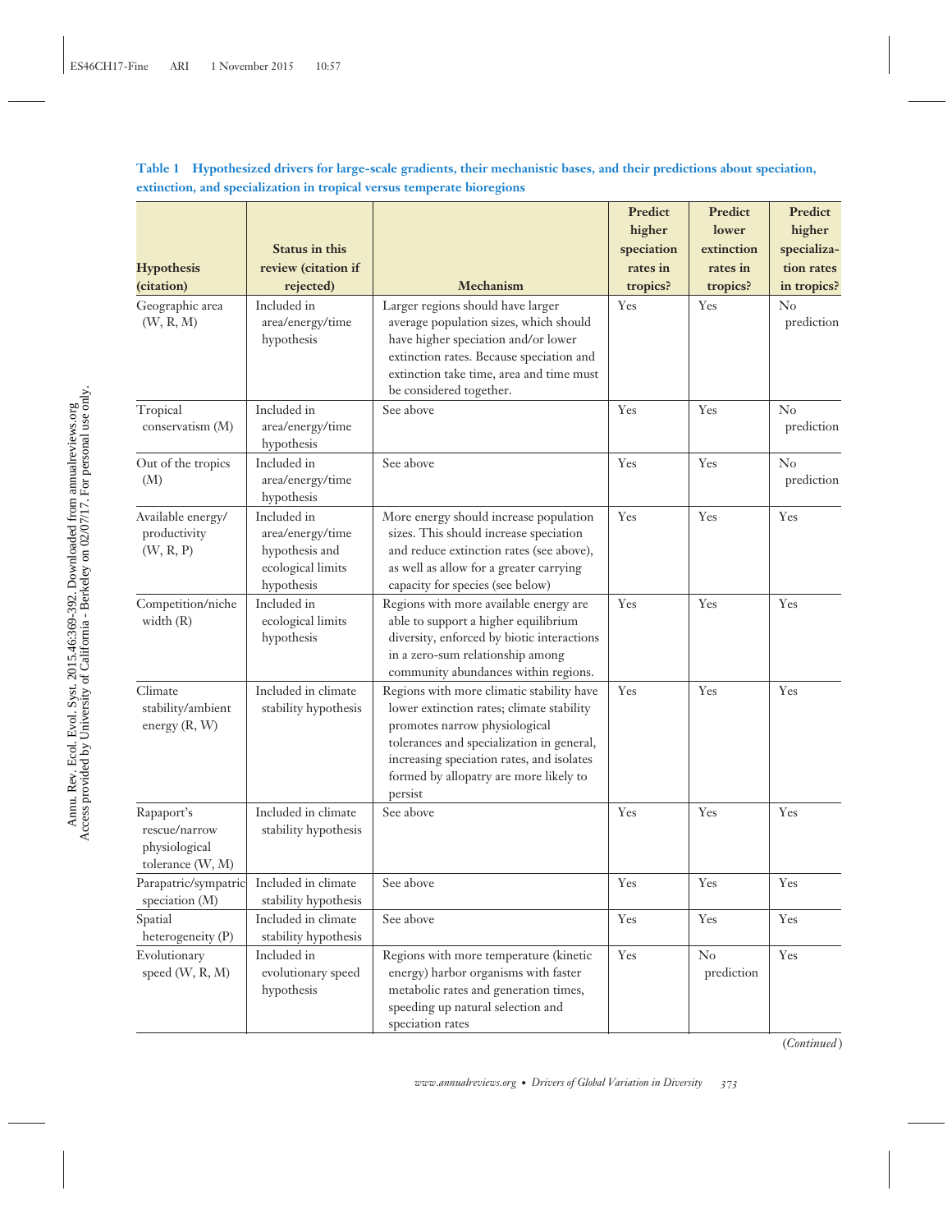**Table 1 Hypothesized drivers for large-scale gradients, their mechanistic bases, and their predictions about speciation, extinction, and specialization in tropical versus temperate bioregions**

| Hypothesis (citation) | Status in this review (citation if rejected) | Mechanism | Predict higher speciation rates in tropics? | Predict lower extinction rates in tropics? | Predict higher specialization rates in tropics? |
|---|---|---|---|---|---|
| Geographic area (W, R, M) | Included in area/energy/time hypothesis | Larger regions should have larger average population sizes, which should have higher speciation and/or lower extinction rates. Because speciation and extinction take time, area and time must be considered together. | Yes | Yes | No prediction |
| Tropical conservatism (M) | Included in area/energy/time hypothesis | See above | Yes | Yes | No prediction |
| Out of the tropics (M) | Included in area/energy/time hypothesis | See above | Yes | Yes | No prediction |
| Available energy/ productivity (W, R, P) | Included in area/energy/time hypothesis and ecological limits hypothesis | More energy should increase population sizes. This should increase speciation and reduce extinction rates (see above), as well as allow for a greater carrying capacity for species (see below) | Yes | Yes | Yes |
| Competition/niche width (R) | Included in ecological limits hypothesis | Regions with more available energy are able to support a higher equilibrium diversity, enforced by biotic interactions in a zero-sum relationship among community abundances within regions. | Yes | Yes | Yes |
| Climate stability/ambient energy (R, W) | Included in climate stability hypothesis | Regions with more climatic stability have lower extinction rates; climate stability promotes narrow physiological tolerances and specialization in general, increasing speciation rates, and isolates formed by allopatry are more likely to persist | Yes | Yes | Yes |
| Rapaport's rescue/narrow physiological tolerance (W, M) | Included in climate stability hypothesis | See above | Yes | Yes | Yes |
| Parapatric/sympatric speciation (M) | Included in climate stability hypothesis | See above | Yes | Yes | Yes |
| Spatial heterogeneity (P) | Included in climate stability hypothesis | See above | Yes | Yes | Yes |
| Evolutionary speed (W, R, M) | Included in evolutionary speed hypothesis | Regions with more temperature (kinetic energy) harbor organisms with faster metabolic rates and generation times, speeding up natural selection and speciation rates | Yes | No prediction | Yes |

(*Continued*)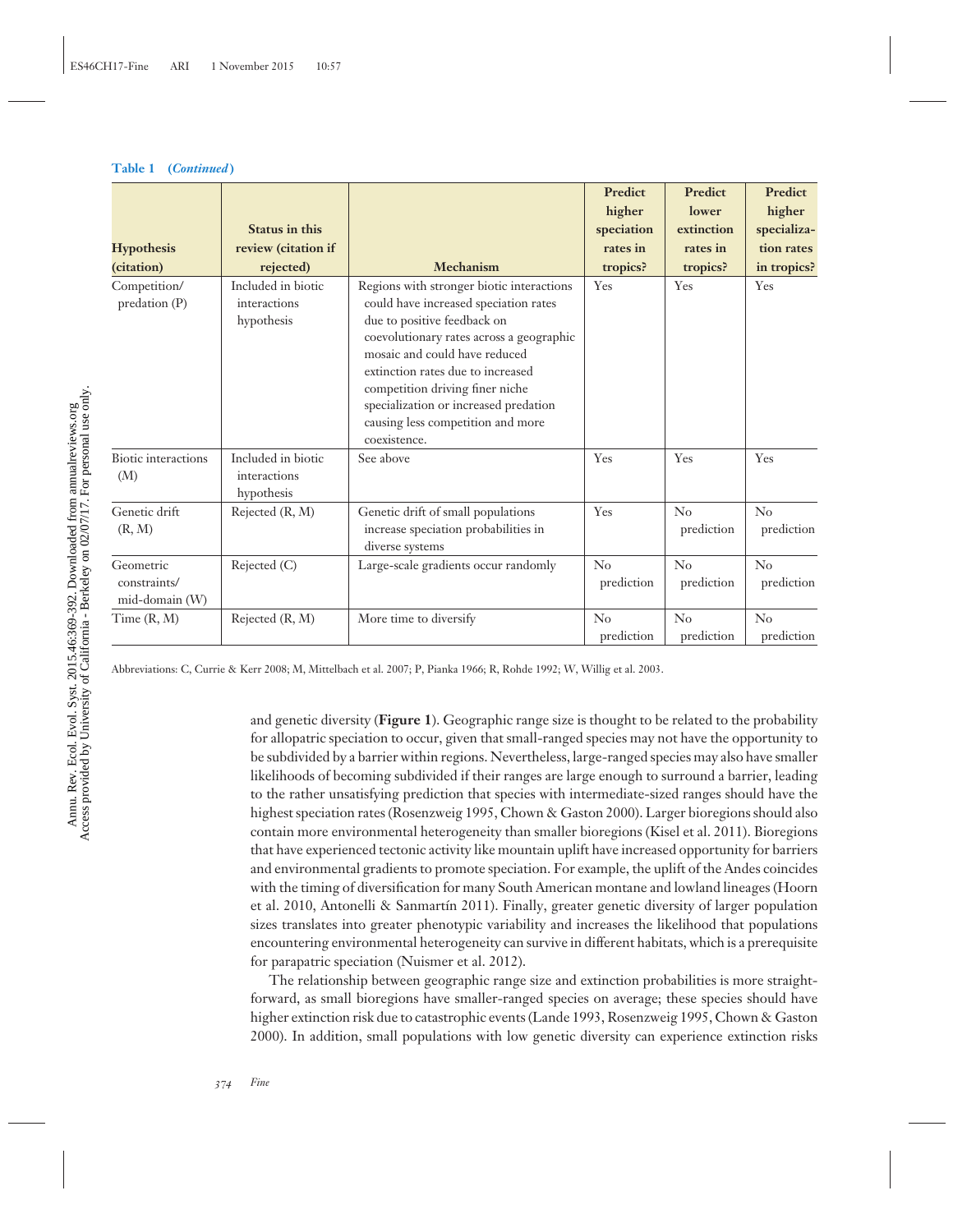**Table 1** (*Continued*)

| Hypothesis (citation) | Status in this review (citation if rejected) | Mechanism | Predict higher speciation rates in tropics? | Predict lower extinction rates in tropics? | Predict higher specialization rates in tropics? |
|---|---|---|---|---|---|
| Competition/predation (P) | Included in biotic interactions hypothesis | Regions with stronger biotic interactions could have increased speciation rates due to positive feedback on coevolutionary rates across a geographic mosaic and could have reduced extinction rates due to increased competition driving finer niche specialization or increased predation causing less competition and more coexistence. | Yes | Yes | Yes |
| Biotic interactions (M) | Included in biotic interactions hypothesis | See above | Yes | Yes | Yes |
| Genetic drift (R, M) | Rejected (R, M) | Genetic drift of small populations increase speciation probabilities in diverse systems | Yes | No prediction | No prediction |
| Geometric constraints/mid-domain (W) | Rejected (C) | Large-scale gradients occur randomly | No prediction | No prediction | No prediction |
| Time (R, M) | Rejected (R, M) | More time to diversify | No prediction | No prediction | No prediction |

Abbreviations: C, Currie & Kerr 2008; M, Mittelbach et al. 2007; P, Pianka 1966; R, Rohde 1992; W, Willig et al. 2003.

and genetic diversity (**Figure 1**). Geographic range size is thought to be related to the probability for allopatric speciation to occur, given that small-ranged species may not have the opportunity to be subdivided by a barrier within regions. Nevertheless, large-ranged species may also have smaller likelihoods of becoming subdivided if their ranges are large enough to surround a barrier, leading to the rather unsatisfying prediction that species with intermediate-sized ranges should have the highest speciation rates (Rosenzweig 1995, Chown & Gaston 2000). Larger bioregions should also contain more environmental heterogeneity than smaller bioregions (Kisel et al. 2011). Bioregions that have experienced tectonic activity like mountain uplift have increased opportunity for barriers and environmental gradients to promote speciation. For example, the uplift of the Andes coincides with the timing of diversification for many South American montane and lowland lineages (Hoorn et al. 2010, Antonelli & Sanmartín 2011). Finally, greater genetic diversity of larger population sizes translates into greater phenotypic variability and increases the likelihood that populations encountering environmental heterogeneity can survive in different habitats, which is a prerequisite for parapatric speciation (Nuismer et al. 2012).

The relationship between geographic range size and extinction probabilities is more straightforward, as small bioregions have smaller-ranged species on average; these species should have higher extinction risk due to catastrophic events (Lande 1993, Rosenzweig 1995, Chown & Gaston 2000). In addition, small populations with low genetic diversity can experience extinction risks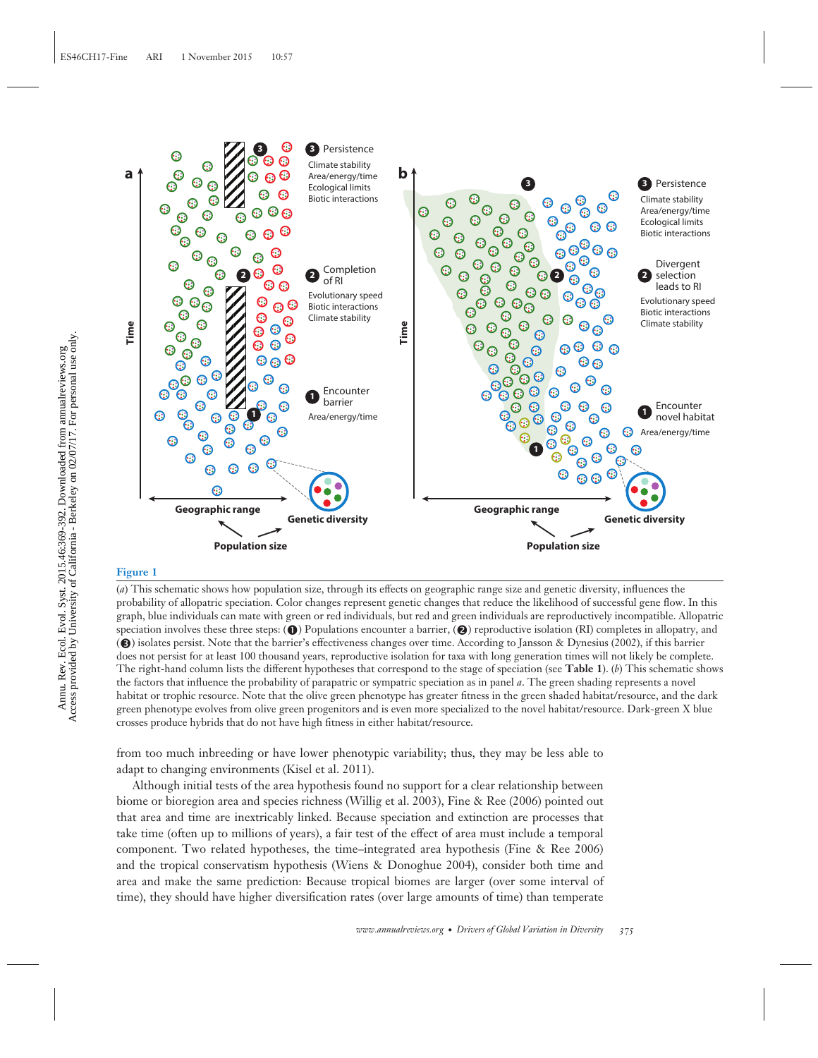**Figure 1**

(*a*) This schematic shows how population size, through its effects on geographic range size and genetic diversity, influences the probability of allopatric speciation. Color changes represent genetic changes that reduce the likelihood of successful gene flow. In this graph, blue individuals can mate with green or red individuals, but red and green individuals are reproductively incompatible. Allopatric speciation involves these three steps: (❶) Populations encounter a barrier, (❷) reproductive isolation (RI) completes in allopatry, and (❸) isolates persist. Note that the barrier's effectiveness changes over time. According to Jansson & Dynesius (2002), if this barrier does not persist for at least 100 thousand years, reproductive isolation for taxa with long generation times will not likely be complete. The right-hand column lists the different hypotheses that correspond to the stage of speciation (see **Table 1**). (*b*) This schematic shows the factors that influence the probability of parapatric or sympatric speciation as in panel *a*. The green shading represents a novel habitat or trophic resource. Note that the olive green phenotype has greater fitness in the green shaded habitat/resource, and the dark green phenotype evolves from olive green progenitors and is even more specialized to the novel habitat/resource. Dark-green X blue crosses produce hybrids that do not have high fitness in either habitat/resource.

from too much inbreeding or have lower phenotypic variability; thus, they may be less able to adapt to changing environments (Kisel et al. 2011).

Although initial tests of the area hypothesis found no support for a clear relationship between biome or bioregion area and species richness (Willig et al. 2003), Fine & Ree (2006) pointed out that area and time are inextricably linked. Because speciation and extinction are processes that take time (often up to millions of years), a fair test of the effect of area must include a temporal component. Two related hypotheses, the time–integrated area hypothesis (Fine & Ree 2006) and the tropical conservatism hypothesis (Wiens & Donoghue 2004), consider both time and area and make the same prediction: Because tropical biomes are larger (over some interval of time), they should have higher diversification rates (over large amounts of time) than temperate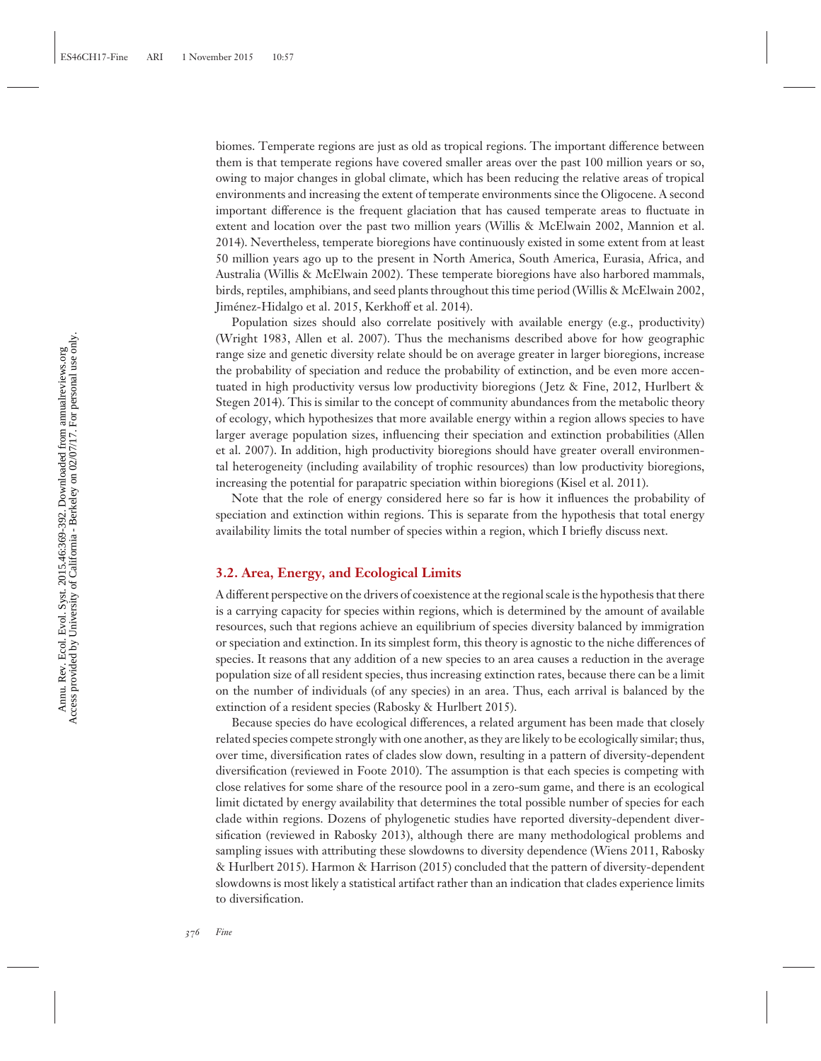biomes. Temperate regions are just as old as tropical regions. The important difference between them is that temperate regions have covered smaller areas over the past 100 million years or so, owing to major changes in global climate, which has been reducing the relative areas of tropical environments and increasing the extent of temperate environments since the Oligocene. A second important difference is the frequent glaciation that has caused temperate areas to fluctuate in extent and location over the past two million years (Willis & McElwain 2002, Mannion et al. 2014). Nevertheless, temperate bioregions have continuously existed in some extent from at least 50 million years ago up to the present in North America, South America, Eurasia, Africa, and Australia (Willis & McElwain 2002). These temperate bioregions have also harbored mammals, birds, reptiles, amphibians, and seed plants throughout this time period (Willis & McElwain 2002, Jiménez-Hidalgo et al. 2015, Kerkhoff et al. 2014).

Population sizes should also correlate positively with available energy (e.g., productivity) (Wright 1983, Allen et al. 2007). Thus the mechanisms described above for how geographic range size and genetic diversity relate should be on average greater in larger bioregions, increase the probability of speciation and reduce the probability of extinction, and be even more accentuated in high productivity versus low productivity bioregions (Jetz & Fine, 2012, Hurlbert & Stegen 2014). This is similar to the concept of community abundances from the metabolic theory of ecology, which hypothesizes that more available energy within a region allows species to have larger average population sizes, influencing their speciation and extinction probabilities (Allen et al. 2007). In addition, high productivity bioregions should have greater overall environmental heterogeneity (including availability of trophic resources) than low productivity bioregions, increasing the potential for parapatric speciation within bioregions (Kisel et al. 2011).

Note that the role of energy considered here so far is how it influences the probability of speciation and extinction within regions. This is separate from the hypothesis that total energy availability limits the total number of species within a region, which I briefly discuss next.

### 3.2. Area, Energy, and Ecological Limits

A different perspective on the drivers of coexistence at the regional scale is the hypothesis that there is a carrying capacity for species within regions, which is determined by the amount of available resources, such that regions achieve an equilibrium of species diversity balanced by immigration or speciation and extinction. In its simplest form, this theory is agnostic to the niche differences of species. It reasons that any addition of a new species to an area causes a reduction in the average population size of all resident species, thus increasing extinction rates, because there can be a limit on the number of individuals (of any species) in an area. Thus, each arrival is balanced by the extinction of a resident species (Rabosky & Hurlbert 2015).

Because species do have ecological differences, a related argument has been made that closely related species compete strongly with one another, as they are likely to be ecologically similar; thus, over time, diversification rates of clades slow down, resulting in a pattern of diversity-dependent diversification (reviewed in Foote 2010). The assumption is that each species is competing with close relatives for some share of the resource pool in a zero-sum game, and there is an ecological limit dictated by energy availability that determines the total possible number of species for each clade within regions. Dozens of phylogenetic studies have reported diversity-dependent diversification (reviewed in Rabosky 2013), although there are many methodological problems and sampling issues with attributing these slowdowns to diversity dependence (Wiens 2011, Rabosky & Hurlbert 2015). Harmon & Harrison (2015) concluded that the pattern of diversity-dependent slowdowns is most likely a statistical artifact rather than an indication that clades experience limits to diversification.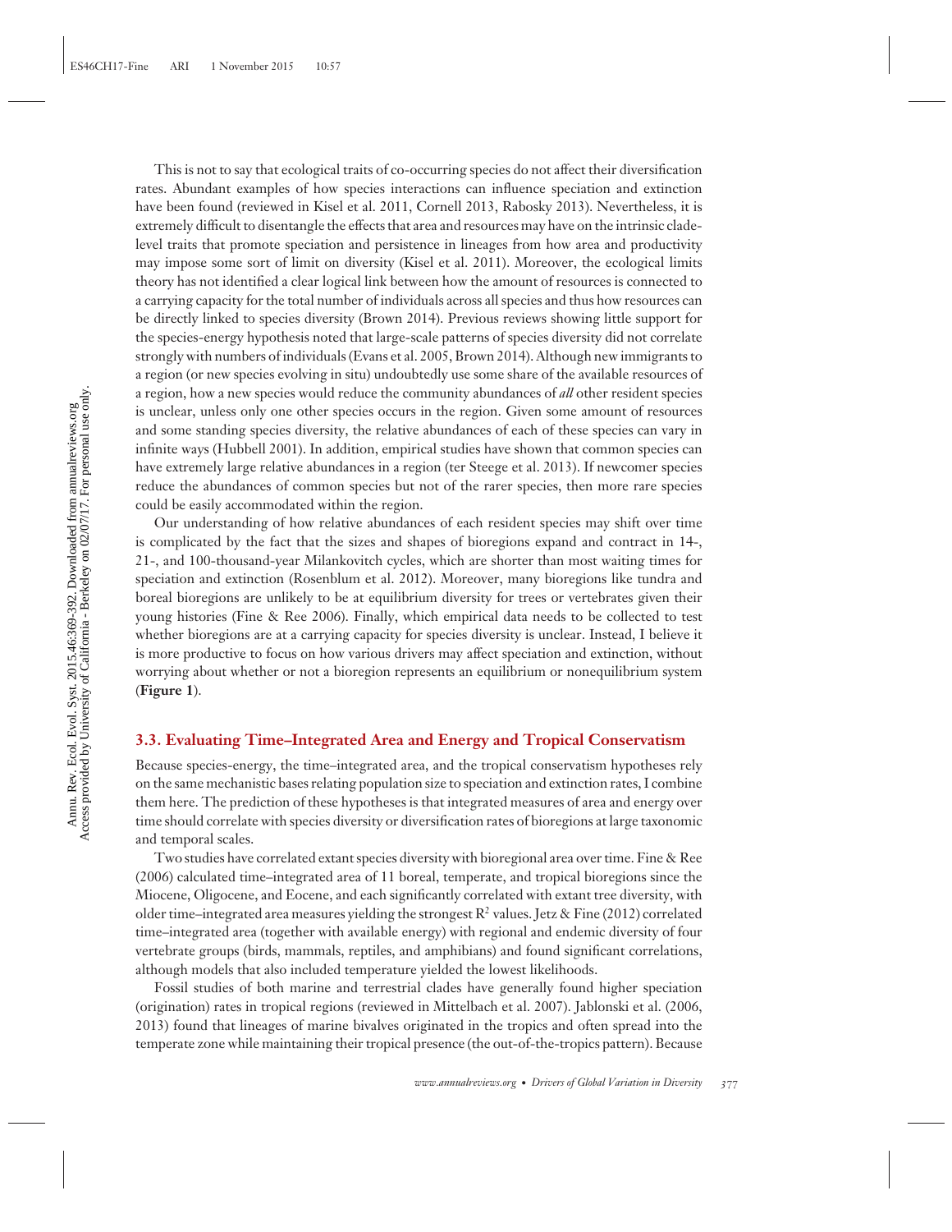This is not to say that ecological traits of co-occurring species do not affect their diversification rates. Abundant examples of how species interactions can influence speciation and extinction have been found (reviewed in Kisel et al. 2011, Cornell 2013, Rabosky 2013). Nevertheless, it is extremely difficult to disentangle the effects that area and resources may have on the intrinsic clade-level traits that promote speciation and persistence in lineages from how area and productivity may impose some sort of limit on diversity (Kisel et al. 2011). Moreover, the ecological limits theory has not identified a clear logical link between how the amount of resources is connected to a carrying capacity for the total number of individuals across all species and thus how resources can be directly linked to species diversity (Brown 2014). Previous reviews showing little support for the species-energy hypothesis noted that large-scale patterns of species diversity did not correlate strongly with numbers of individuals (Evans et al. 2005, Brown 2014). Although new immigrants to a region (or new species evolving in situ) undoubtedly use some share of the available resources of a region, how a new species would reduce the community abundances of *all* other resident species is unclear, unless only one other species occurs in the region. Given some amount of resources and some standing species diversity, the relative abundances of each of these species can vary in infinite ways (Hubbell 2001). In addition, empirical studies have shown that common species can have extremely large relative abundances in a region (ter Steege et al. 2013). If newcomer species reduce the abundances of common species but not of the rarer species, then more rare species could be easily accommodated within the region.

Our understanding of how relative abundances of each resident species may shift over time is complicated by the fact that the sizes and shapes of bioregions expand and contract in 14-, 21-, and 100-thousand-year Milankovitch cycles, which are shorter than most waiting times for speciation and extinction (Rosenblum et al. 2012). Moreover, many bioregions like tundra and boreal bioregions are unlikely to be at equilibrium diversity for trees or vertebrates given their young histories (Fine & Ree 2006). Finally, which empirical data needs to be collected to test whether bioregions are at a carrying capacity for species diversity is unclear. Instead, I believe it is more productive to focus on how various drivers may affect speciation and extinction, without worrying about whether or not a bioregion represents an equilibrium or nonequilibrium system (**Figure 1**).

### 3.3. Evaluating Time–Integrated Area and Energy and Tropical Conservatism

Because species-energy, the time–integrated area, and the tropical conservatism hypotheses rely on the same mechanistic bases relating population size to speciation and extinction rates, I combine them here. The prediction of these hypotheses is that integrated measures of area and energy over time should correlate with species diversity or diversification rates of bioregions at large taxonomic and temporal scales.

Two studies have correlated extant species diversity with bioregional area over time. Fine & Ree (2006) calculated time–integrated area of 11 boreal, temperate, and tropical bioregions since the Miocene, Oligocene, and Eocene, and each significantly correlated with extant tree diversity, with older time–integrated area measures yielding the strongest $R^2$ values. Jetz & Fine (2012) correlated time–integrated area (together with available energy) with regional and endemic diversity of four vertebrate groups (birds, mammals, reptiles, and amphibians) and found significant correlations, although models that also included temperature yielded the lowest likelihoods.

Fossil studies of both marine and terrestrial clades have generally found higher speciation (origination) rates in tropical regions (reviewed in Mittelbach et al. 2007). Jablonski et al. (2006, 2013) found that lineages of marine bivalves originated in the tropics and often spread into the temperate zone while maintaining their tropical presence (the out-of-the-tropics pattern). Because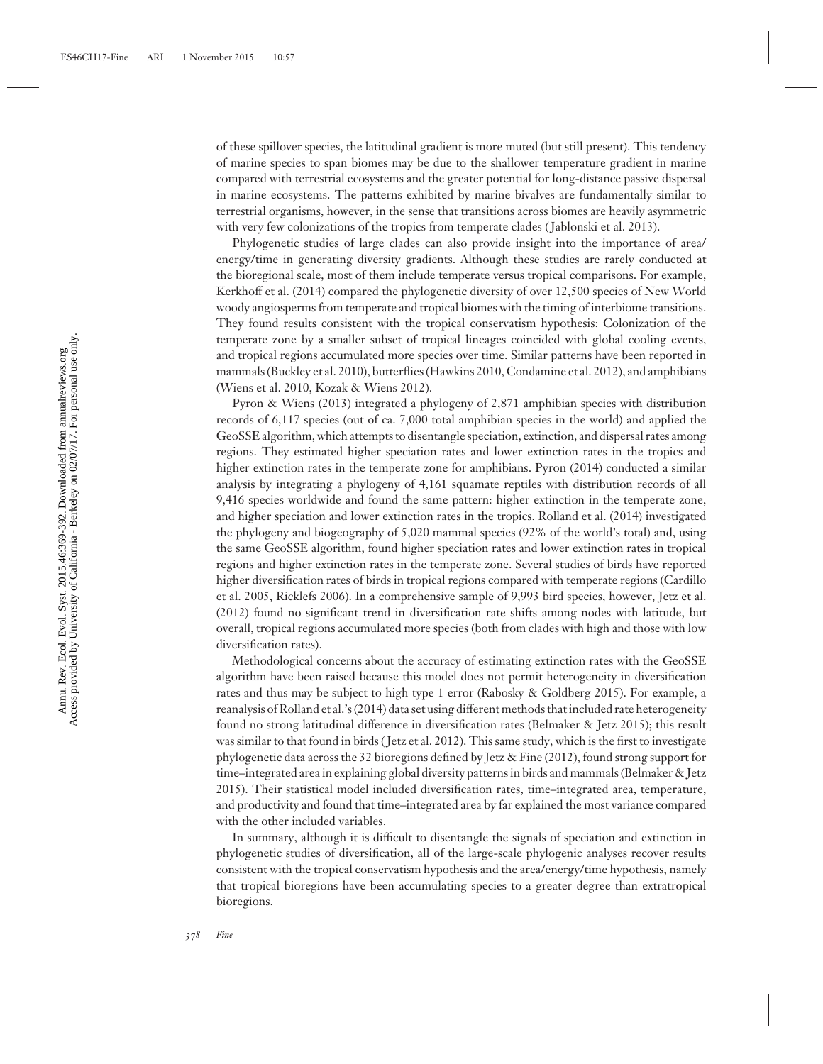of these spillover species, the latitudinal gradient is more muted (but still present). This tendency of marine species to span biomes may be due to the shallower temperature gradient in marine compared with terrestrial ecosystems and the greater potential for long-distance passive dispersal in marine ecosystems. The patterns exhibited by marine bivalves are fundamentally similar to terrestrial organisms, however, in the sense that transitions across biomes are heavily asymmetric with very few colonizations of the tropics from temperate clades (Jablonski et al. 2013).

Phylogenetic studies of large clades can also provide insight into the importance of area/energy/time in generating diversity gradients. Although these studies are rarely conducted at the bioregional scale, most of them include temperate versus tropical comparisons. For example, Kerkhoff et al. (2014) compared the phylogenetic diversity of over 12,500 species of New World woody angiosperms from temperate and tropical biomes with the timing of interbiome transitions. They found results consistent with the tropical conservatism hypothesis: Colonization of the temperate zone by a smaller subset of tropical lineages coincided with global cooling events, and tropical regions accumulated more species over time. Similar patterns have been reported in mammals (Buckley et al. 2010), butterflies (Hawkins 2010, Condamine et al. 2012), and amphibians (Wiens et al. 2010, Kozak & Wiens 2012).

Pyron & Wiens (2013) integrated a phylogeny of 2,871 amphibian species with distribution records of 6,117 species (out of ca. 7,000 total amphibian species in the world) and applied the GeoSSE algorithm, which attempts to disentangle speciation, extinction, and dispersal rates among regions. They estimated higher speciation rates and lower extinction rates in the tropics and higher extinction rates in the temperate zone for amphibians. Pyron (2014) conducted a similar analysis by integrating a phylogeny of 4,161 squamate reptiles with distribution records of all 9,416 species worldwide and found the same pattern: higher extinction in the temperate zone, and higher speciation and lower extinction rates in the tropics. Rolland et al. (2014) investigated the phylogeny and biogeography of 5,020 mammal species (92% of the world's total) and, using the same GeoSSE algorithm, found higher speciation rates and lower extinction rates in tropical regions and higher extinction rates in the temperate zone. Several studies of birds have reported higher diversification rates of birds in tropical regions compared with temperate regions (Cardillo et al. 2005, Ricklefs 2006). In a comprehensive sample of 9,993 bird species, however, Jetz et al. (2012) found no significant trend in diversification rate shifts among nodes with latitude, but overall, tropical regions accumulated more species (both from clades with high and those with low diversification rates).

Methodological concerns about the accuracy of estimating extinction rates with the GeoSSE algorithm have been raised because this model does not permit heterogeneity in diversification rates and thus may be subject to high type 1 error (Rabosky & Goldberg 2015). For example, a reanalysis of Rolland et al.'s (2014) data set using different methods that included rate heterogeneity found no strong latitudinal difference in diversification rates (Belmaker & Jetz 2015); this result was similar to that found in birds (Jetz et al. 2012). This same study, which is the first to investigate phylogenetic data across the 32 bioregions defined by Jetz & Fine (2012), found strong support for time–integrated area in explaining global diversity patterns in birds and mammals (Belmaker & Jetz 2015). Their statistical model included diversification rates, time–integrated area, temperature, and productivity and found that time–integrated area by far explained the most variance compared with the other included variables.

In summary, although it is difficult to disentangle the signals of speciation and extinction in phylogenetic studies of diversification, all of the large-scale phylogenic analyses recover results consistent with the tropical conservatism hypothesis and the area/energy/time hypothesis, namely that tropical bioregions have been accumulating species to a greater degree than extratropical bioregions.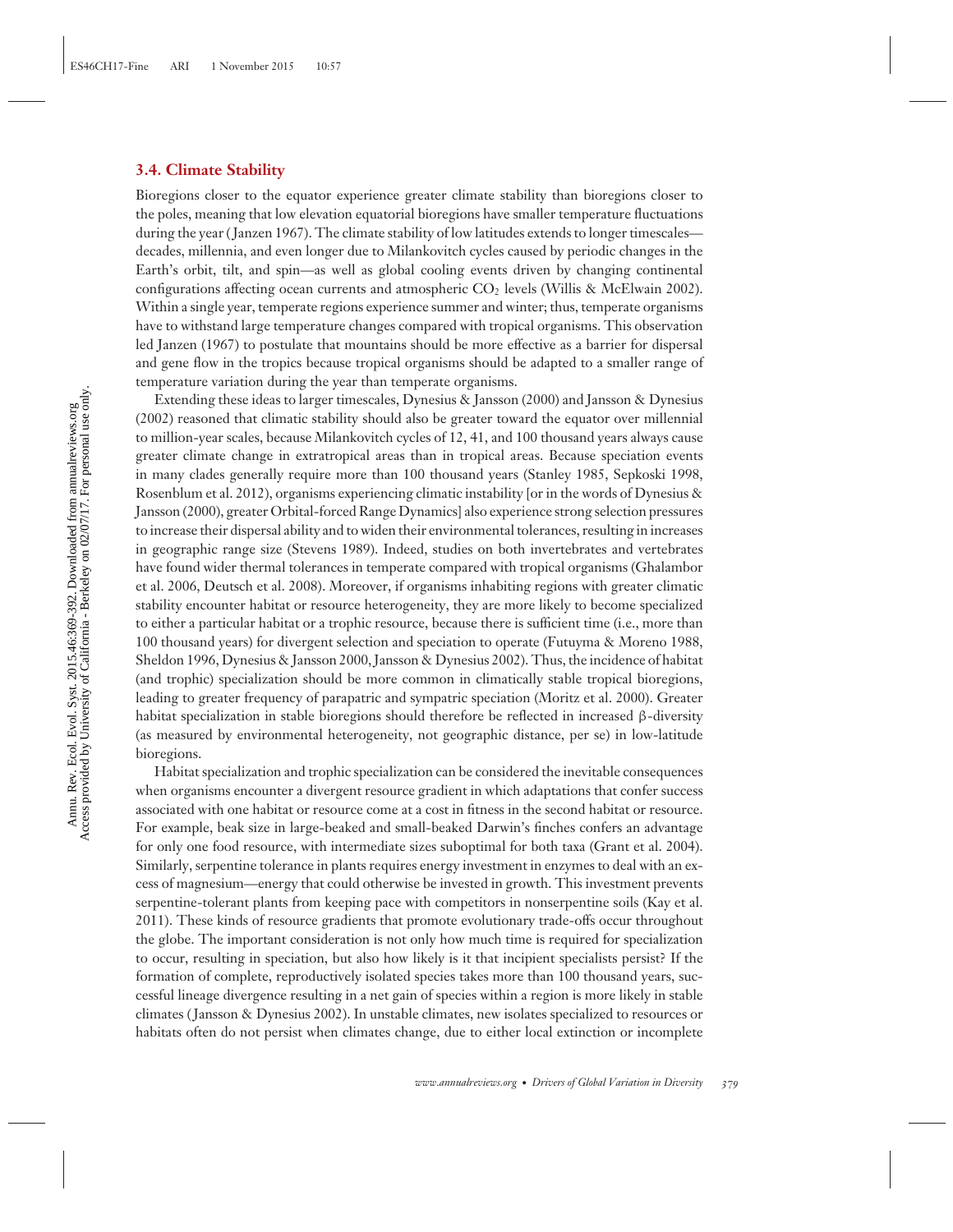### 3.4. Climate Stability

Bioregions closer to the equator experience greater climate stability than bioregions closer to the poles, meaning that low elevation equatorial bioregions have smaller temperature fluctuations during the year (Janzen 1967). The climate stability of low latitudes extends to longer timescales—decades, millennia, and even longer due to Milankovitch cycles caused by periodic changes in the Earth's orbit, tilt, and spin—as well as global cooling events driven by changing continental configurations affecting ocean currents and atmospheric $CO_2$ levels (Willis & McElwain 2002). Within a single year, temperate regions experience summer and winter; thus, temperate organisms have to withstand large temperature changes compared with tropical organisms. This observation led Janzen (1967) to postulate that mountains should be more effective as a barrier for dispersal and gene flow in the tropics because tropical organisms should be adapted to a smaller range of temperature variation during the year than temperate organisms.

Extending these ideas to larger timescales, Dynesius & Jansson (2000) and Jansson & Dynesius (2002) reasoned that climatic stability should also be greater toward the equator over millennial to million-year scales, because Milankovitch cycles of 12, 41, and 100 thousand years always cause greater climate change in extratropical areas than in tropical areas. Because speciation events in many clades generally require more than 100 thousand years (Stanley 1985, Sepkoski 1998, Rosenblum et al. 2012), organisms experiencing climatic instability [or in the words of Dynesius & Jansson (2000), greater Orbital-forced Range Dynamics] also experience strong selection pressures to increase their dispersal ability and to widen their environmental tolerances, resulting in increases in geographic range size (Stevens 1989). Indeed, studies on both invertebrates and vertebrates have found wider thermal tolerances in temperate compared with tropical organisms (Ghalambor et al. 2006, Deutsch et al. 2008). Moreover, if organisms inhabiting regions with greater climatic stability encounter habitat or resource heterogeneity, they are more likely to become specialized to either a particular habitat or a trophic resource, because there is sufficient time (i.e., more than 100 thousand years) for divergent selection and speciation to operate (Futuyma & Moreno 1988, Sheldon 1996, Dynesius & Jansson 2000, Jansson & Dynesius 2002). Thus, the incidence of habitat (and trophic) specialization should be more common in climatically stable tropical bioregions, leading to greater frequency of parapatric and sympatric speciation (Moritz et al. 2000). Greater habitat specialization in stable bioregions should therefore be reflected in increased $\beta$-diversity (as measured by environmental heterogeneity, not geographic distance, per se) in low-latitude bioregions.

Habitat specialization and trophic specialization can be considered the inevitable consequences when organisms encounter a divergent resource gradient in which adaptations that confer success associated with one habitat or resource come at a cost in fitness in the second habitat or resource. For example, beak size in large-beaked and small-beaked Darwin's finches confers an advantage for only one food resource, with intermediate sizes suboptimal for both taxa (Grant et al. 2004). Similarly, serpentine tolerance in plants requires energy investment in enzymes to deal with an excess of magnesium—energy that could otherwise be invested in growth. This investment prevents serpentine-tolerant plants from keeping pace with competitors in nonserpentine soils (Kay et al. 2011). These kinds of resource gradients that promote evolutionary trade-offs occur throughout the globe. The important consideration is not only how much time is required for specialization to occur, resulting in speciation, but also how likely is it that incipient specialists persist? If the formation of complete, reproductively isolated species takes more than 100 thousand years, successful lineage divergence resulting in a net gain of species within a region is more likely in stable climates (Jansson & Dynesius 2002). In unstable climates, new isolates specialized to resources or habitats often do not persist when climates change, due to either local extinction or incomplete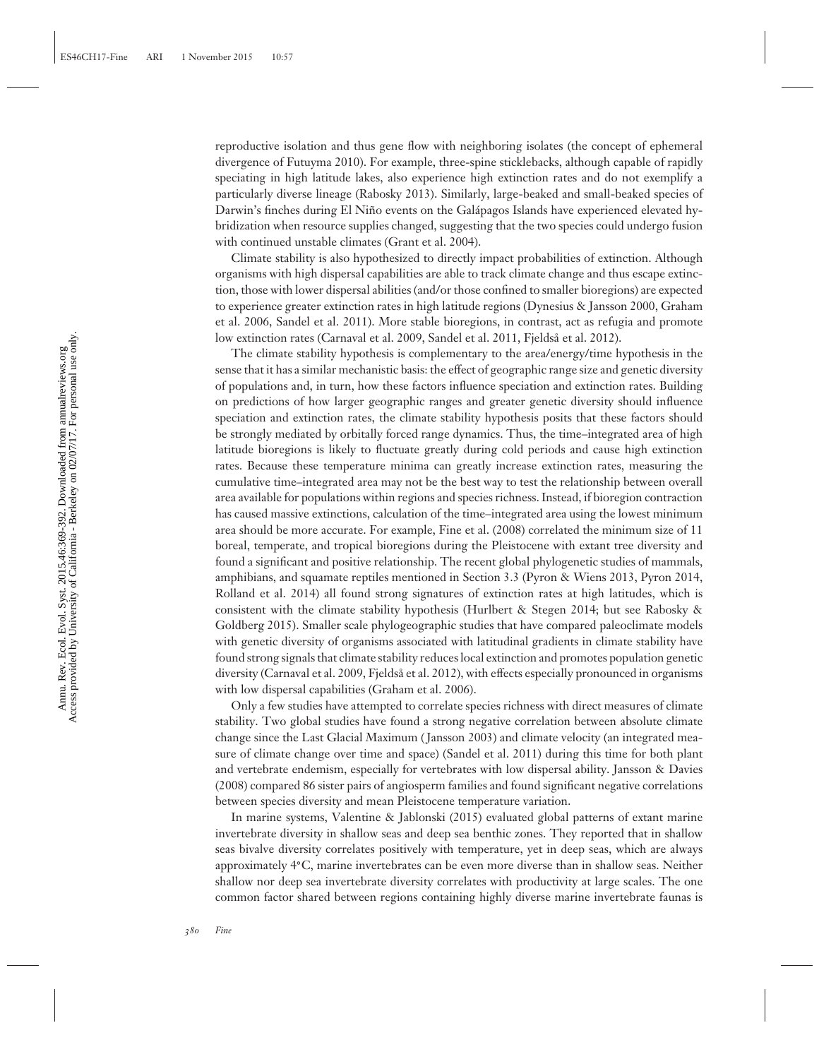reproductive isolation and thus gene flow with neighboring isolates (the concept of ephemeral divergence of Futuyma 2010). For example, three-spine sticklebacks, although capable of rapidly speciating in high latitude lakes, also experience high extinction rates and do not exemplify a particularly diverse lineage (Rabosky 2013). Similarly, large-beaked and small-beaked species of Darwin's finches during El Niño events on the Galápagos Islands have experienced elevated hybridization when resource supplies changed, suggesting that the two species could undergo fusion with continued unstable climates (Grant et al. 2004).

Climate stability is also hypothesized to directly impact probabilities of extinction. Although organisms with high dispersal capabilities are able to track climate change and thus escape extinction, those with lower dispersal abilities (and/or those confined to smaller bioregions) are expected to experience greater extinction rates in high latitude regions (Dynesius & Jansson 2000, Graham et al. 2006, Sandel et al. 2011). More stable bioregions, in contrast, act as refugia and promote low extinction rates (Carnaval et al. 2009, Sandel et al. 2011, Fjeldså et al. 2012).

The climate stability hypothesis is complementary to the area/energy/time hypothesis in the sense that it has a similar mechanistic basis: the effect of geographic range size and genetic diversity of populations and, in turn, how these factors influence speciation and extinction rates. Building on predictions of how larger geographic ranges and greater genetic diversity should influence speciation and extinction rates, the climate stability hypothesis posits that these factors should be strongly mediated by orbitally forced range dynamics. Thus, the time–integrated area of high latitude bioregions is likely to fluctuate greatly during cold periods and cause high extinction rates. Because these temperature minima can greatly increase extinction rates, measuring the cumulative time–integrated area may not be the best way to test the relationship between overall area available for populations within regions and species richness. Instead, if bioregion contraction has caused massive extinctions, calculation of the time–integrated area using the lowest minimum area should be more accurate. For example, Fine et al. (2008) correlated the minimum size of 11 boreal, temperate, and tropical bioregions during the Pleistocene with extant tree diversity and found a significant and positive relationship. The recent global phylogenetic studies of mammals, amphibians, and squamate reptiles mentioned in Section 3.3 (Pyron & Wiens 2013, Pyron 2014, Rolland et al. 2014) all found strong signatures of extinction rates at high latitudes, which is consistent with the climate stability hypothesis (Hurlbert & Stegen 2014; but see Rabosky & Goldberg 2015). Smaller scale phylogeographic studies that have compared paleoclimate models with genetic diversity of organisms associated with latitudinal gradients in climate stability have found strong signals that climate stability reduces local extinction and promotes population genetic diversity (Carnaval et al. 2009, Fjeldså et al. 2012), with effects especially pronounced in organisms with low dispersal capabilities (Graham et al. 2006).

Only a few studies have attempted to correlate species richness with direct measures of climate stability. Two global studies have found a strong negative correlation between absolute climate change since the Last Glacial Maximum (Jansson 2003) and climate velocity (an integrated measure of climate change over time and space) (Sandel et al. 2011) during this time for both plant and vertebrate endemism, especially for vertebrates with low dispersal ability. Jansson & Davies (2008) compared 86 sister pairs of angiosperm families and found significant negative correlations between species diversity and mean Pleistocene temperature variation.

In marine systems, Valentine & Jablonski (2015) evaluated global patterns of extant marine invertebrate diversity in shallow seas and deep sea benthic zones. They reported that in shallow seas bivalve diversity correlates positively with temperature, yet in deep seas, which are always approximately 4°C, marine invertebrates can be even more diverse than in shallow seas. Neither shallow nor deep sea invertebrate diversity correlates with productivity at large scales. The one common factor shared between regions containing highly diverse marine invertebrate faunas is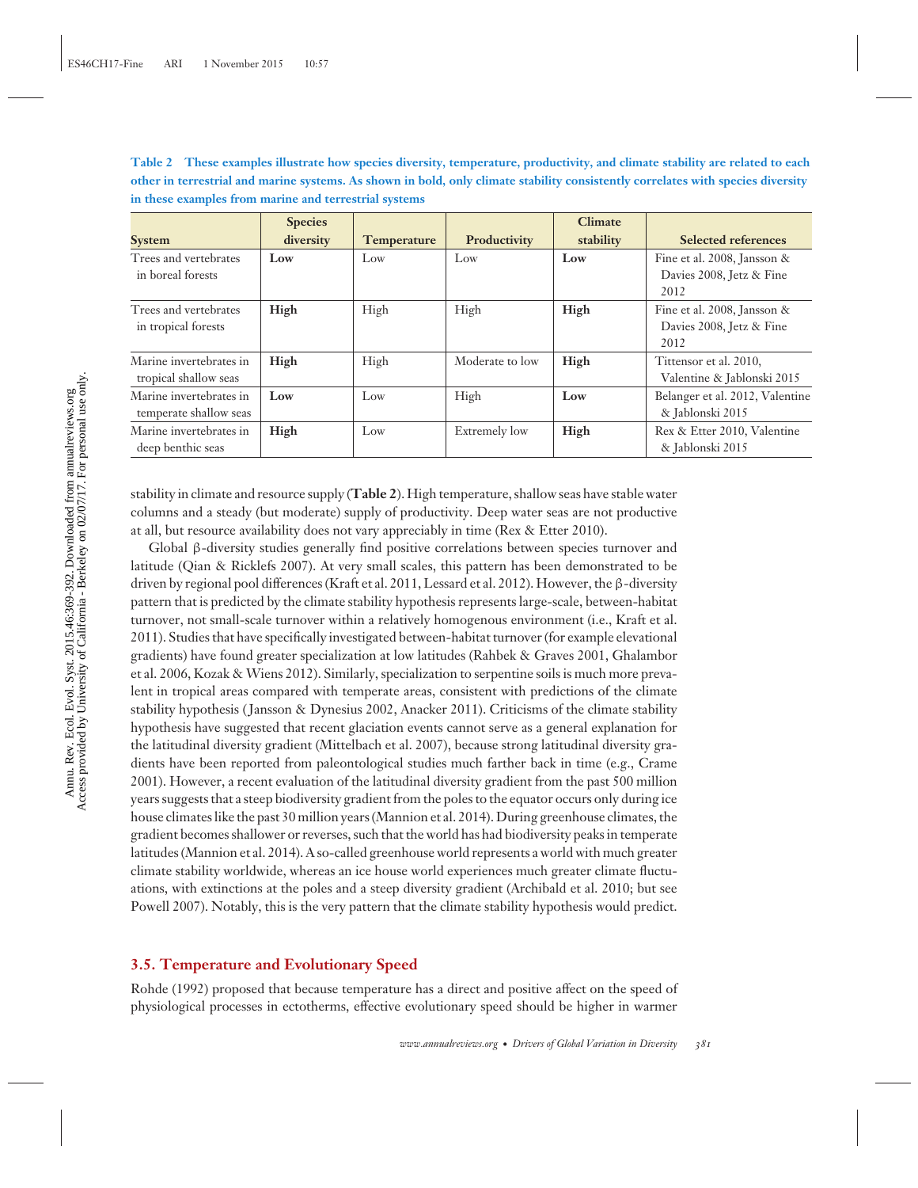**Table 2 These examples illustrate how species diversity, temperature, productivity, and climate stability are related to each other in terrestrial and marine systems. As shown in bold, only climate stability consistently correlates with species diversity in these examples from marine and terrestrial systems**

| System | Species diversity | Temperature | Productivity | Climate stability | Selected references |
|---|---|---|---|---|---|
| Trees and vertebrates in boreal forests | **Low** | Low | Low | **Low** | Fine et al. 2008, Jansson & Davies 2008, Jetz & Fine 2012 |
| Trees and vertebrates in tropical forests | **High** | High | High | **High** | Fine et al. 2008, Jansson & Davies 2008, Jetz & Fine 2012 |
| Marine invertebrates in tropical shallow seas | **High** | High | Moderate to low | **High** | Tittensor et al. 2010, Valentine & Jablonski 2015 |
| Marine invertebrates in temperate shallow seas | **Low** | Low | High | **Low** | Belanger et al. 2012, Valentine & Jablonski 2015 |
| Marine invertebrates in deep benthic seas | **High** | Low | Extremely low | **High** | Rex & Etter 2010, Valentine & Jablonski 2015 |

stability in climate and resource supply (**Table 2**). High temperature, shallow seas have stable water columns and a steady (but moderate) supply of productivity. Deep water seas are not productive at all, but resource availability does not vary appreciably in time (Rex & Etter 2010).

Global β-diversity studies generally find positive correlations between species turnover and latitude (Qian & Ricklefs 2007). At very small scales, this pattern has been demonstrated to be driven by regional pool differences (Kraft et al. 2011, Lessard et al. 2012). However, the β-diversity pattern that is predicted by the climate stability hypothesis represents large-scale, between-habitat turnover, not small-scale turnover within a relatively homogenous environment (i.e., Kraft et al. 2011). Studies that have specifically investigated between-habitat turnover (for example elevational gradients) have found greater specialization at low latitudes (Rahbek & Graves 2001, Ghalambor et al. 2006, Kozak & Wiens 2012). Similarly, specialization to serpentine soils is much more prevalent in tropical areas compared with temperate areas, consistent with predictions of the climate stability hypothesis (Jansson & Dynesius 2002, Anacker 2011). Criticisms of the climate stability hypothesis have suggested that recent glaciation events cannot serve as a general explanation for the latitudinal diversity gradient (Mittelbach et al. 2007), because strong latitudinal diversity gradients have been reported from paleontological studies much farther back in time (e.g., Crame 2001). However, a recent evaluation of the latitudinal diversity gradient from the past 500 million years suggests that a steep biodiversity gradient from the poles to the equator occurs only during ice house climates like the past 30 million years (Mannion et al. 2014). During greenhouse climates, the gradient becomes shallower or reverses, such that the world has had biodiversity peaks in temperate latitudes (Mannion et al. 2014). A so-called greenhouse world represents a world with much greater climate stability worldwide, whereas an ice house world experiences much greater climate fluctuations, with extinctions at the poles and a steep diversity gradient (Archibald et al. 2010; but see Powell 2007). Notably, this is the very pattern that the climate stability hypothesis would predict.

## 3.5. Temperature and Evolutionary Speed

Rohde (1992) proposed that because temperature has a direct and positive affect on the speed of physiological processes in ectotherms, effective evolutionary speed should be higher in warmer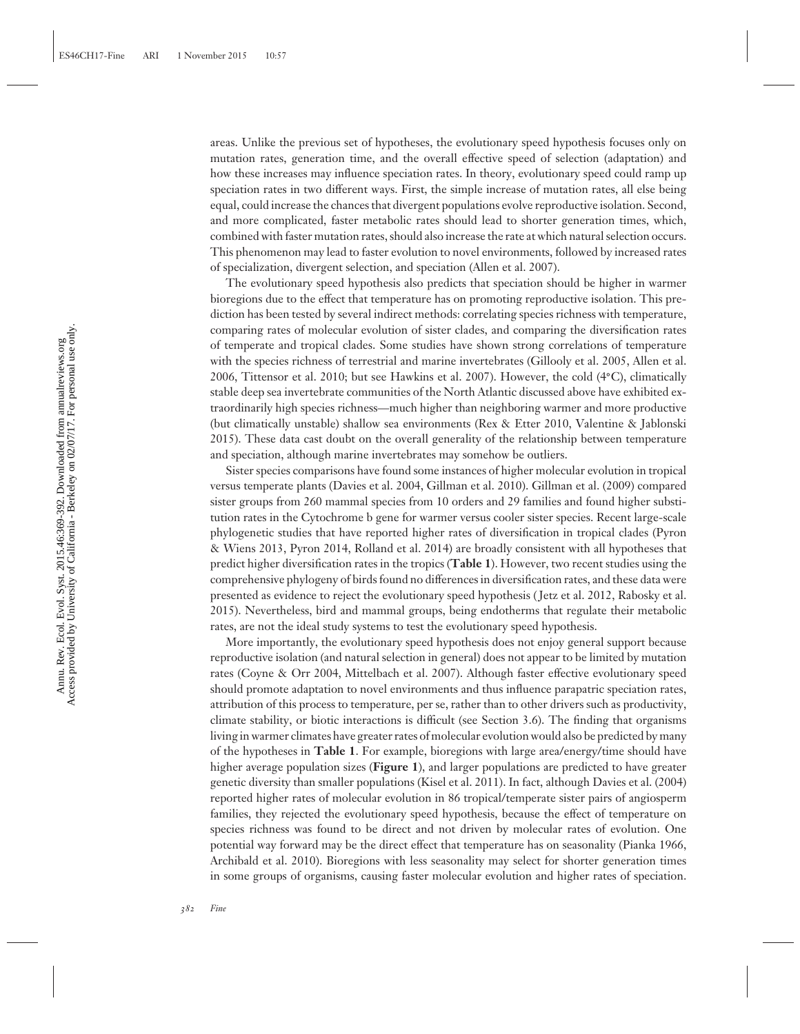areas. Unlike the previous set of hypotheses, the evolutionary speed hypothesis focuses only on mutation rates, generation time, and the overall effective speed of selection (adaptation) and how these increases may influence speciation rates. In theory, evolutionary speed could ramp up speciation rates in two different ways. First, the simple increase of mutation rates, all else being equal, could increase the chances that divergent populations evolve reproductive isolation. Second, and more complicated, faster metabolic rates should lead to shorter generation times, which, combined with faster mutation rates, should also increase the rate at which natural selection occurs. This phenomenon may lead to faster evolution to novel environments, followed by increased rates of specialization, divergent selection, and speciation (Allen et al. 2007).

The evolutionary speed hypothesis also predicts that speciation should be higher in warmer bioregions due to the effect that temperature has on promoting reproductive isolation. This prediction has been tested by several indirect methods: correlating species richness with temperature, comparing rates of molecular evolution of sister clades, and comparing the diversification rates of temperate and tropical clades. Some studies have shown strong correlations of temperature with the species richness of terrestrial and marine invertebrates (Gillooly et al. 2005, Allen et al. 2006, Tittensor et al. 2010; but see Hawkins et al. 2007). However, the cold (4°C), climatically stable deep sea invertebrate communities of the North Atlantic discussed above have exhibited extraordinarily high species richness—much higher than neighboring warmer and more productive (but climatically unstable) shallow sea environments (Rex & Etter 2010, Valentine & Jablonski 2015). These data cast doubt on the overall generality of the relationship between temperature and speciation, although marine invertebrates may somehow be outliers.

Sister species comparisons have found some instances of higher molecular evolution in tropical versus temperate plants (Davies et al. 2004, Gillman et al. 2010). Gillman et al. (2009) compared sister groups from 260 mammal species from 10 orders and 29 families and found higher substitution rates in the Cytochrome b gene for warmer versus cooler sister species. Recent large-scale phylogenetic studies that have reported higher rates of diversification in tropical clades (Pyron & Wiens 2013, Pyron 2014, Rolland et al. 2014) are broadly consistent with all hypotheses that predict higher diversification rates in the tropics (**Table 1**). However, two recent studies using the comprehensive phylogeny of birds found no differences in diversification rates, and these data were presented as evidence to reject the evolutionary speed hypothesis (Jetz et al. 2012, Rabosky et al. 2015). Nevertheless, bird and mammal groups, being endotherms that regulate their metabolic rates, are not the ideal study systems to test the evolutionary speed hypothesis.

More importantly, the evolutionary speed hypothesis does not enjoy general support because reproductive isolation (and natural selection in general) does not appear to be limited by mutation rates (Coyne & Orr 2004, Mittelbach et al. 2007). Although faster effective evolutionary speed should promote adaptation to novel environments and thus influence parapatric speciation rates, attribution of this process to temperature, per se, rather than to other drivers such as productivity, climate stability, or biotic interactions is difficult (see Section 3.6). The finding that organisms living in warmer climates have greater rates of molecular evolution would also be predicted by many of the hypotheses in **Table 1**. For example, bioregions with large area/energy/time should have higher average population sizes (**Figure 1**), and larger populations are predicted to have greater genetic diversity than smaller populations (Kisel et al. 2011). In fact, although Davies et al. (2004) reported higher rates of molecular evolution in 86 tropical/temperate sister pairs of angiosperm families, they rejected the evolutionary speed hypothesis, because the effect of temperature on species richness was found to be direct and not driven by molecular rates of evolution. One potential way forward may be the direct effect that temperature has on seasonality (Pianka 1966, Archibald et al. 2010). Bioregions with less seasonality may select for shorter generation times in some groups of organisms, causing faster molecular evolution and higher rates of speciation.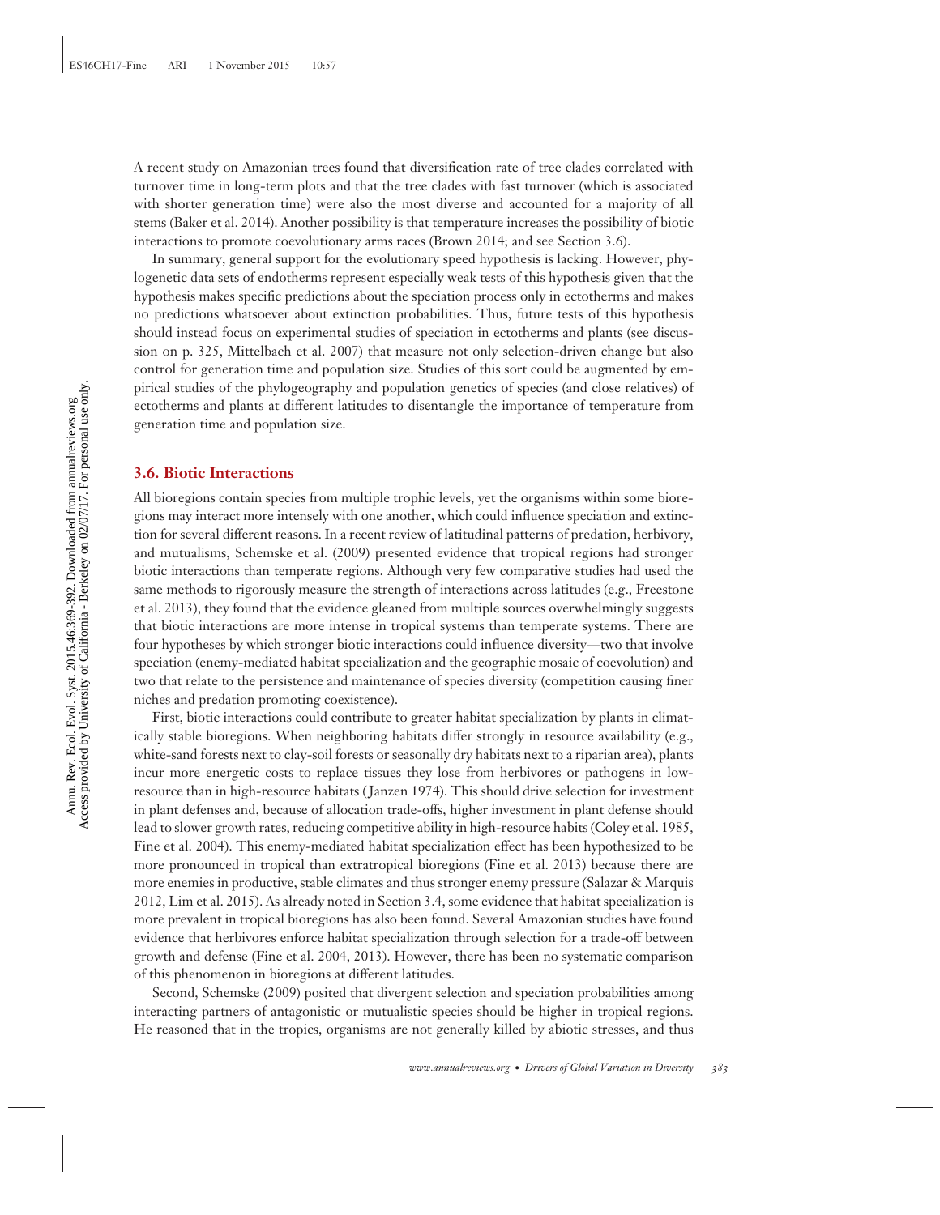A recent study on Amazonian trees found that diversification rate of tree clades correlated with turnover time in long-term plots and that the tree clades with fast turnover (which is associated with shorter generation time) were also the most diverse and accounted for a majority of all stems (Baker et al. 2014). Another possibility is that temperature increases the possibility of biotic interactions to promote coevolutionary arms races (Brown 2014; and see Section 3.6).

In summary, general support for the evolutionary speed hypothesis is lacking. However, phylogenetic data sets of endotherms represent especially weak tests of this hypothesis given that the hypothesis makes specific predictions about the speciation process only in ectotherms and makes no predictions whatsoever about extinction probabilities. Thus, future tests of this hypothesis should instead focus on experimental studies of speciation in ectotherms and plants (see discussion on p. 325, Mittelbach et al. 2007) that measure not only selection-driven change but also control for generation time and population size. Studies of this sort could be augmented by empirical studies of the phylogeography and population genetics of species (and close relatives) of ectotherms and plants at different latitudes to disentangle the importance of temperature from generation time and population size.

### 3.6. Biotic Interactions

All bioregions contain species from multiple trophic levels, yet the organisms within some bioregions may interact more intensely with one another, which could influence speciation and extinction for several different reasons. In a recent review of latitudinal patterns of predation, herbivory, and mutualisms, Schemske et al. (2009) presented evidence that tropical regions had stronger biotic interactions than temperate regions. Although very few comparative studies had used the same methods to rigorously measure the strength of interactions across latitudes (e.g., Freestone et al. 2013), they found that the evidence gleaned from multiple sources overwhelmingly suggests that biotic interactions are more intense in tropical systems than temperate systems. There are four hypotheses by which stronger biotic interactions could influence diversity—two that involve speciation (enemy-mediated habitat specialization and the geographic mosaic of coevolution) and two that relate to the persistence and maintenance of species diversity (competition causing finer niches and predation promoting coexistence).

First, biotic interactions could contribute to greater habitat specialization by plants in climatically stable bioregions. When neighboring habitats differ strongly in resource availability (e.g., white-sand forests next to clay-soil forests or seasonally dry habitats next to a riparian area), plants incur more energetic costs to replace tissues they lose from herbivores or pathogens in low-resource than in high-resource habitats (Janzen 1974). This should drive selection for investment in plant defenses and, because of allocation trade-offs, higher investment in plant defense should lead to slower growth rates, reducing competitive ability in high-resource habits (Coley et al. 1985, Fine et al. 2004). This enemy-mediated habitat specialization effect has been hypothesized to be more pronounced in tropical than extratropical bioregions (Fine et al. 2013) because there are more enemies in productive, stable climates and thus stronger enemy pressure (Salazar & Marquis 2012, Lim et al. 2015). As already noted in Section 3.4, some evidence that habitat specialization is more prevalent in tropical bioregions has also been found. Several Amazonian studies have found evidence that herbivores enforce habitat specialization through selection for a trade-off between growth and defense (Fine et al. 2004, 2013). However, there has been no systematic comparison of this phenomenon in bioregions at different latitudes.

Second, Schemske (2009) posited that divergent selection and speciation probabilities among interacting partners of antagonistic or mutualistic species should be higher in tropical regions. He reasoned that in the tropics, organisms are not generally killed by abiotic stresses, and thus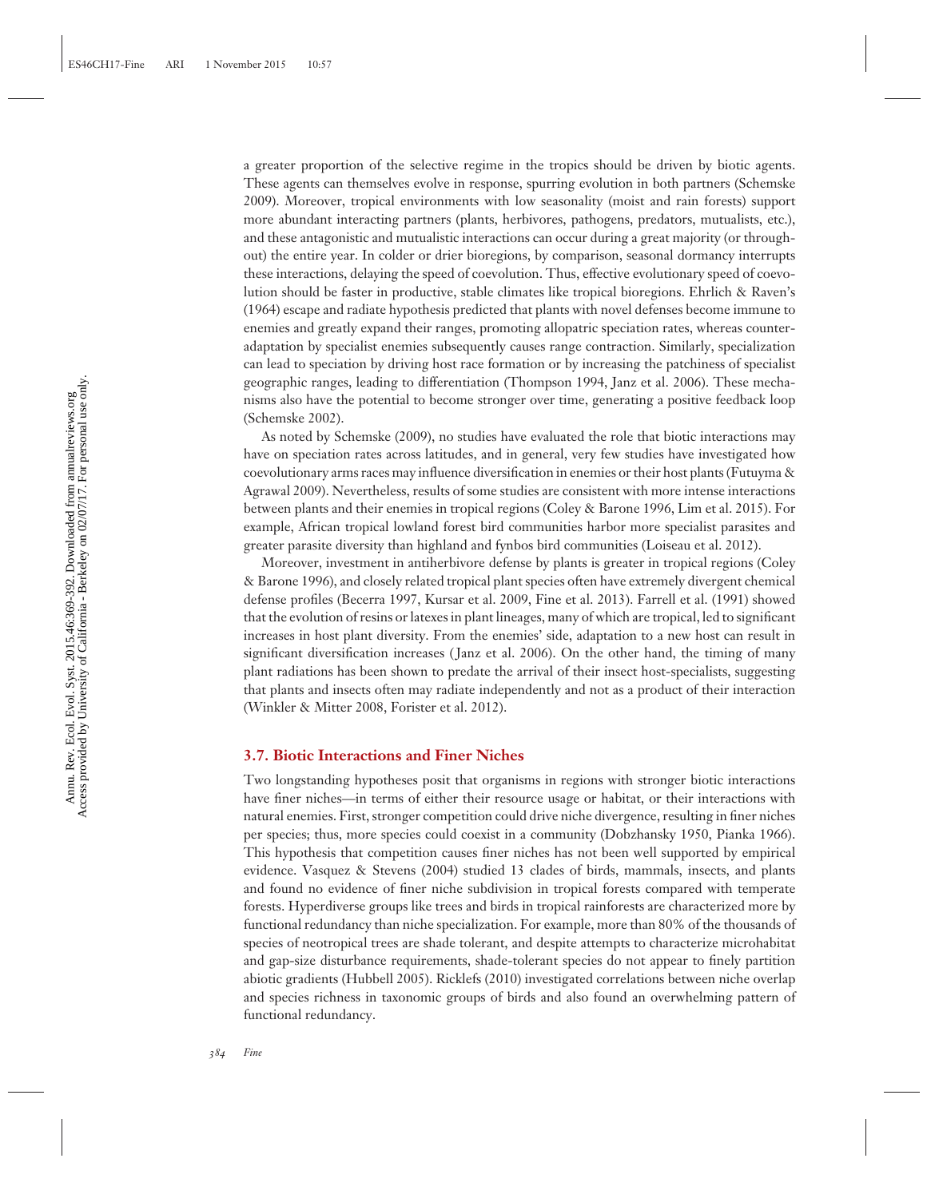a greater proportion of the selective regime in the tropics should be driven by biotic agents. These agents can themselves evolve in response, spurring evolution in both partners (Schemske 2009). Moreover, tropical environments with low seasonality (moist and rain forests) support more abundant interacting partners (plants, herbivores, pathogens, predators, mutualists, etc.), and these antagonistic and mutualistic interactions can occur during a great majority (or throughout) the entire year. In colder or drier bioregions, by comparison, seasonal dormancy interrupts these interactions, delaying the speed of coevolution. Thus, effective evolutionary speed of coevolution should be faster in productive, stable climates like tropical bioregions. Ehrlich & Raven's (1964) escape and radiate hypothesis predicted that plants with novel defenses become immune to enemies and greatly expand their ranges, promoting allopatric speciation rates, whereas counteradaptation by specialist enemies subsequently causes range contraction. Similarly, specialization can lead to speciation by driving host race formation or by increasing the patchiness of specialist geographic ranges, leading to differentiation (Thompson 1994, Janz et al. 2006). These mechanisms also have the potential to become stronger over time, generating a positive feedback loop (Schemske 2002).

As noted by Schemske (2009), no studies have evaluated the role that biotic interactions may have on speciation rates across latitudes, and in general, very few studies have investigated how coevolutionary arms races may influence diversification in enemies or their host plants (Futuyma & Agrawal 2009). Nevertheless, results of some studies are consistent with more intense interactions between plants and their enemies in tropical regions (Coley & Barone 1996, Lim et al. 2015). For example, African tropical lowland forest bird communities harbor more specialist parasites and greater parasite diversity than highland and fynbos bird communities (Loiseau et al. 2012).

Moreover, investment in antiherbivore defense by plants is greater in tropical regions (Coley & Barone 1996), and closely related tropical plant species often have extremely divergent chemical defense profiles (Becerra 1997, Kursar et al. 2009, Fine et al. 2013). Farrell et al. (1991) showed that the evolution of resins or latexes in plant lineages, many of which are tropical, led to significant increases in host plant diversity. From the enemies' side, adaptation to a new host can result in significant diversification increases (Janz et al. 2006). On the other hand, the timing of many plant radiations has been shown to predate the arrival of their insect host-specialists, suggesting that plants and insects often may radiate independently and not as a product of their interaction (Winkler & Mitter 2008, Forister et al. 2012).

### 3.7. Biotic Interactions and Finer Niches

Two longstanding hypotheses posit that organisms in regions with stronger biotic interactions have finer niches—in terms of either their resource usage or habitat, or their interactions with natural enemies. First, stronger competition could drive niche divergence, resulting in finer niches per species; thus, more species could coexist in a community (Dobzhansky 1950, Pianka 1966). This hypothesis that competition causes finer niches has not been well supported by empirical evidence. Vasquez & Stevens (2004) studied 13 clades of birds, mammals, insects, and plants and found no evidence of finer niche subdivision in tropical forests compared with temperate forests. Hyperdiverse groups like trees and birds in tropical rainforests are characterized more by functional redundancy than niche specialization. For example, more than 80% of the thousands of species of neotropical trees are shade tolerant, and despite attempts to characterize microhabitat and gap-size disturbance requirements, shade-tolerant species do not appear to finely partition abiotic gradients (Hubbell 2005). Ricklefs (2010) investigated correlations between niche overlap and species richness in taxonomic groups of birds and also found an overwhelming pattern of functional redundancy.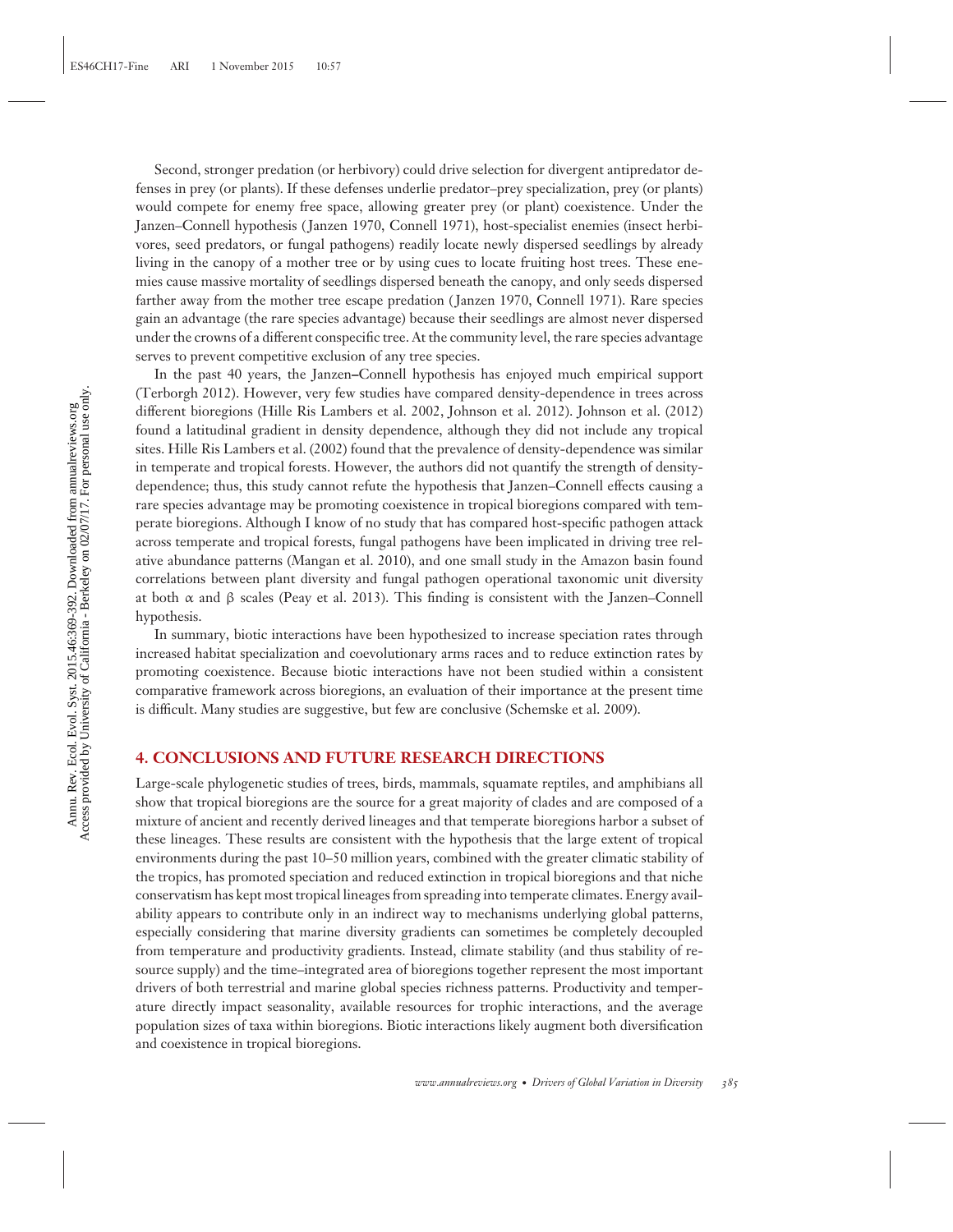Second, stronger predation (or herbivory) could drive selection for divergent antipredator defenses in prey (or plants). If these defenses underlie predator–prey specialization, prey (or plants) would compete for enemy free space, allowing greater prey (or plant) coexistence. Under the Janzen–Connell hypothesis (Janzen 1970, Connell 1971), host-specialist enemies (insect herbivores, seed predators, or fungal pathogens) readily locate newly dispersed seedlings by already living in the canopy of a mother tree or by using cues to locate fruiting host trees. These enemies cause massive mortality of seedlings dispersed beneath the canopy, and only seeds dispersed farther away from the mother tree escape predation (Janzen 1970, Connell 1971). Rare species gain an advantage (the rare species advantage) because their seedlings are almost never dispersed under the crowns of a different conspecific tree. At the community level, the rare species advantage serves to prevent competitive exclusion of any tree species.

In the past 40 years, the Janzen–Connell hypothesis has enjoyed much empirical support (Terborgh 2012). However, very few studies have compared density-dependence in trees across different bioregions (Hille Ris Lambers et al. 2002, Johnson et al. 2012). Johnson et al. (2012) found a latitudinal gradient in density dependence, although they did not include any tropical sites. Hille Ris Lambers et al. (2002) found that the prevalence of density-dependence was similar in temperate and tropical forests. However, the authors did not quantify the strength of density-dependence; thus, this study cannot refute the hypothesis that Janzen–Connell effects causing a rare species advantage may be promoting coexistence in tropical bioregions compared with temperate bioregions. Although I know of no study that has compared host-specific pathogen attack across temperate and tropical forests, fungal pathogens have been implicated in driving tree relative abundance patterns (Mangan et al. 2010), and one small study in the Amazon basin found correlations between plant diversity and fungal pathogen operational taxonomic unit diversity at both $\alpha$ and $\beta$ scales (Peay et al. 2013). This finding is consistent with the Janzen–Connell hypothesis.

In summary, biotic interactions have been hypothesized to increase speciation rates through increased habitat specialization and coevolutionary arms races and to reduce extinction rates by promoting coexistence. Because biotic interactions have not been studied within a consistent comparative framework across bioregions, an evaluation of their importance at the present time is difficult. Many studies are suggestive, but few are conclusive (Schemske et al. 2009).

## 4. CONCLUSIONS AND FUTURE RESEARCH DIRECTIONS

Large-scale phylogenetic studies of trees, birds, mammals, squamate reptiles, and amphibians all show that tropical bioregions are the source for a great majority of clades and are composed of a mixture of ancient and recently derived lineages and that temperate bioregions harbor a subset of these lineages. These results are consistent with the hypothesis that the large extent of tropical environments during the past 10–50 million years, combined with the greater climatic stability of the tropics, has promoted speciation and reduced extinction in tropical bioregions and that niche conservatism has kept most tropical lineages from spreading into temperate climates. Energy availability appears to contribute only in an indirect way to mechanisms underlying global patterns, especially considering that marine diversity gradients can sometimes be completely decoupled from temperature and productivity gradients. Instead, climate stability (and thus stability of resource supply) and the time–integrated area of bioregions together represent the most important drivers of both terrestrial and marine global species richness patterns. Productivity and temperature directly impact seasonality, available resources for trophic interactions, and the average population sizes of taxa within bioregions. Biotic interactions likely augment both diversification and coexistence in tropical bioregions.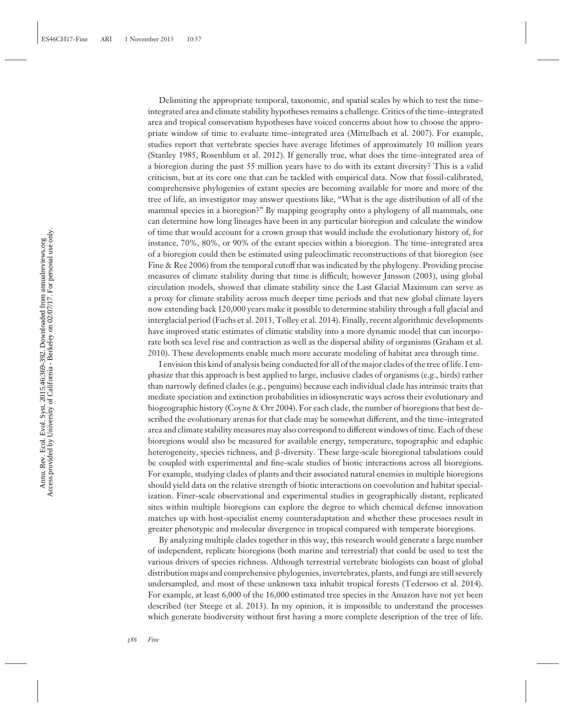Delimiting the appropriate temporal, taxonomic, and spatial scales by which to test the time–integrated area and climate stability hypotheses remains a challenge. Critics of the time–integrated area and tropical conservatism hypotheses have voiced concerns about how to choose the appropriate window of time to evaluate time–integrated area (Mittelbach et al. 2007). For example, studies report that vertebrate species have average lifetimes of approximately 10 million years (Stanley 1985, Rosenblum et al. 2012). If generally true, what does the time–integrated area of a bioregion during the past 55 million years have to do with its extant diversity? This is a valid criticism, but at its core one that can be tackled with empirical data. Now that fossil-calibrated, comprehensive phylogenies of extant species are becoming available for more and more of the tree of life, an investigator may answer questions like, "What is the age distribution of all of the mammal species in a bioregion?" By mapping geography onto a phylogeny of all mammals, one can determine how long lineages have been in any particular bioregion and calculate the window of time that would account for a crown group that would include the evolutionary history of, for instance, 70%, 80%, or 90% of the extant species within a bioregion. The time–integrated area of a bioregion could then be estimated using paleoclimatic reconstructions of that bioregion (see Fine & Ree 2006) from the temporal cutoff that was indicated by the phylogeny. Providing precise measures of climate stability during that time is difficult; however Jansson (2003), using global circulation models, showed that climate stability since the Last Glacial Maximum can serve as a proxy for climate stability across much deeper time periods and that new global climate layers now extending back 120,000 years make it possible to determine stability through a full glacial and interglacial period (Fuchs et al. 2013, Tolley et al. 2014). Finally, recent algorithmic developments have improved static estimates of climatic stability into a more dynamic model that can incorporate both sea level rise and contraction as well as the dispersal ability of organisms (Graham et al. 2010). These developments enable much more accurate modeling of habitat area through time.

I envision this kind of analysis being conducted for all of the major clades of the tree of life. I emphasize that this approach is best applied to large, inclusive clades of organisms (e.g., birds) rather than narrowly defined clades (e.g., penguins) because each individual clade has intrinsic traits that mediate speciation and extinction probabilities in idiosyncratic ways across their evolutionary and biogeographic history (Coyne & Orr 2004). For each clade, the number of bioregions that best described the evolutionary arenas for that clade may be somewhat different, and the time–integrated area and climate stability measures may also correspond to different windows of time. Each of these bioregions would also be measured for available energy, temperature, topographic and edaphic heterogeneity, species richness, and β-diversity. These large-scale bioregional tabulations could be coupled with experimental and fine-scale studies of biotic interactions across all bioregions. For example, studying clades of plants and their associated natural enemies in multiple bioregions should yield data on the relative strength of biotic interactions on coevolution and habitat specialization. Finer-scale observational and experimental studies in geographically distant, replicated sites within multiple bioregions can explore the degree to which chemical defense innovation matches up with host-specialist enemy counteradaptation and whether these processes result in greater phenotypic and molecular divergence in tropical compared with temperate bioregions.

By analyzing multiple clades together in this way, this research would generate a large number of independent, replicate bioregions (both marine and terrestrial) that could be used to test the various drivers of species richness. Although terrestrial vertebrate biologists can boast of global distribution maps and comprehensive phylogenies, invertebrates, plants, and fungi are still severely undersampled, and most of these unknown taxa inhabit tropical forests (Tedersoo et al. 2014). For example, at least 6,000 of the 16,000 estimated tree species in the Amazon have not yet been described (ter Steege et al. 2013). In my opinion, it is impossible to understand the processes which generate biodiversity without first having a more complete description of the tree of life.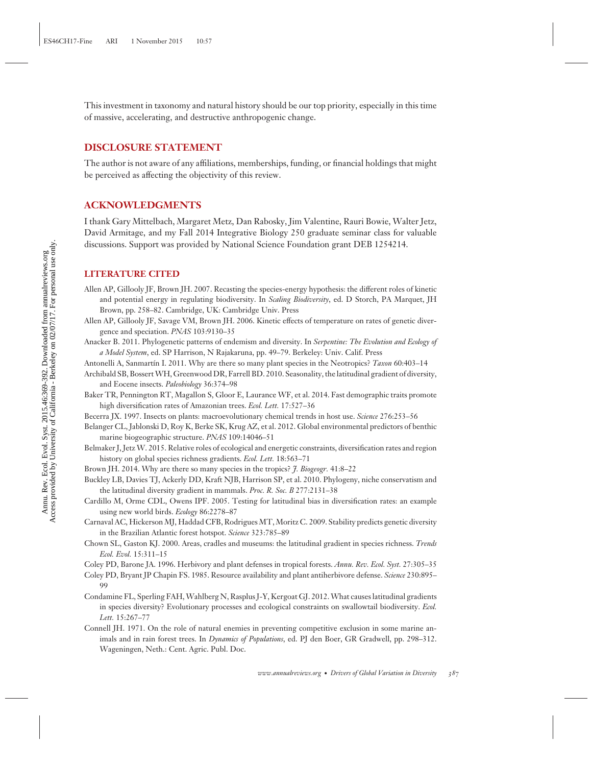This investment in taxonomy and natural history should be our top priority, especially in this time of massive, accelerating, and destructive anthropogenic change.

## DISCLOSURE STATEMENT

The author is not aware of any affiliations, memberships, funding, or financial holdings that might be perceived as affecting the objectivity of this review.

## ACKNOWLEDGMENTS

I thank Gary Mittelbach, Margaret Metz, Dan Rabosky, Jim Valentine, Rauri Bowie, Walter Jetz, David Armitage, and my Fall 2014 Integrative Biology 250 graduate seminar class for valuable discussions. Support was provided by National Science Foundation grant DEB 1254214.

## LITERATURE CITED

Allen AP, Gillooly JF, Brown JH. 2007. Recasting the species-energy hypothesis: the different roles of kinetic and potential energy in regulating biodiversity. In *Scaling Biodiversity*, ed. D Storch, PA Marquet, JH Brown, pp. 258–82. Cambridge, UK: Cambridge Univ. Press

Allen AP, Gillooly JF, Savage VM, Brown JH. 2006. Kinetic effects of temperature on rates of genetic divergence and speciation. *PNAS* 103:9130–35

Anacker B. 2011. Phylogenetic patterns of endemism and diversity. In *Serpentine: The Evolution and Ecology of a Model System*, ed. SP Harrison, N Rajakaruna, pp. 49–79. Berkeley: Univ. Calif. Press

Antonelli A, Sanmartín I. 2011. Why are there so many plant species in the Neotropics? *Taxon* 60:403–14

Archibald SB, Bossert WH, Greenwood DR, Farrell BD. 2010. Seasonality, the latitudinal gradient of diversity, and Eocene insects. *Paleobiology* 36:374–98

Baker TR, Pennington RT, Magallon S, Gloor E, Laurance WF, et al. 2014. Fast demographic traits promote high diversification rates of Amazonian trees. *Ecol. Lett.* 17:527–36

Becerra JX. 1997. Insects on plants: macroevolutionary chemical trends in host use. *Science* 276:253–56

Belanger CL, Jablonski D, Roy K, Berke SK, Krug AZ, et al. 2012. Global environmental predictors of benthic marine biogeographic structure. *PNAS* 109:14046–51

Belmaker J, Jetz W. 2015. Relative roles of ecological and energetic constraints, diversification rates and region history on global species richness gradients. *Ecol. Lett.* 18:563–71

Brown JH. 2014. Why are there so many species in the tropics? *J. Biogeogr.* 41:8–22

Buckley LB, Davies TJ, Ackerly DD, Kraft NJB, Harrison SP, et al. 2010. Phylogeny, niche conservatism and the latitudinal diversity gradient in mammals. *Proc. R. Soc. B* 277:2131–38

Cardillo M, Orme CDL, Owens IPF. 2005. Testing for latitudinal bias in diversification rates: an example using new world birds. *Ecology* 86:2278–87

Carnaval AC, Hickerson MJ, Haddad CFB, Rodrigues MT, Moritz C. 2009. Stability predicts genetic diversity in the Brazilian Atlantic forest hotspot. *Science* 323:785–89

Chown SL, Gaston KJ. 2000. Areas, cradles and museums: the latitudinal gradient in species richness. *Trends Ecol. Evol.* 15:311–15

Coley PD, Barone JA. 1996. Herbivory and plant defenses in tropical forests. *Annu. Rev. Ecol. Syst.* 27:305–35

Coley PD, Bryant JP Chapin FS. 1985. Resource availability and plant antiherbivore defense. *Science* 230:895–99

Condamine FL, Sperling FAH, Wahlberg N, Rasplus J-Y, Kergoat GJ. 2012. What causes latitudinal gradients in species diversity? Evolutionary processes and ecological constraints on swallowtail biodiversity. *Ecol. Lett.* 15:267–77

Connell JH. 1971. On the role of natural enemies in preventing competitive exclusion in some marine animals and in rain forest trees. In *Dynamics of Populations*, ed. PJ den Boer, GR Gradwell, pp. 298–312. Wageningen, Neth.: Cent. Agric. Publ. Doc.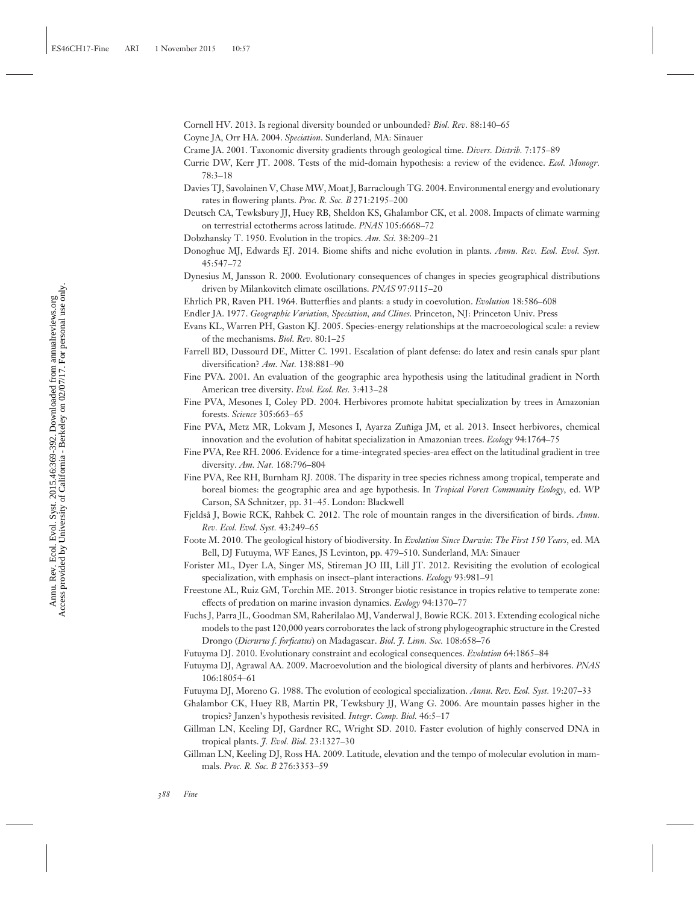Cornell HV. 2013. Is regional diversity bounded or unbounded? *Biol. Rev.* 88:140–65

Coyne JA, Orr HA. 2004. *Speciation*. Sunderland, MA: Sinauer

Crame JA. 2001. Taxonomic diversity gradients through geological time. *Divers. Distrib.* 7:175–89

Currie DW, Kerr JT. 2008. Tests of the mid-domain hypothesis: a review of the evidence. *Ecol. Monogr.* 78:3–18

Davies TJ, Savolainen V, Chase MW, Moat J, Barraclough TG. 2004. Environmental energy and evolutionary rates in flowering plants. *Proc. R. Soc. B* 271:2195–200

Deutsch CA, Tewksbury JJ, Huey RB, Sheldon KS, Ghalambor CK, et al. 2008. Impacts of climate warming on terrestrial ectotherms across latitude. *PNAS* 105:6668–72

Dobzhansky T. 1950. Evolution in the tropics. *Am. Sci.* 38:209–21

Donoghue MJ, Edwards EJ. 2014. Biome shifts and niche evolution in plants. *Annu. Rev. Ecol. Evol. Syst.* 45:547–72

Dynesius M, Jansson R. 2000. Evolutionary consequences of changes in species geographical distributions driven by Milankovitch climate oscillations. *PNAS* 97:9115–20

Ehrlich PR, Raven PH. 1964. Butterflies and plants: a study in coevolution. *Evolution* 18:586–608

Endler JA. 1977. *Geographic Variation, Speciation, and Clines*. Princeton, NJ: Princeton Univ. Press

Evans KL, Warren PH, Gaston KJ. 2005. Species-energy relationships at the macroecological scale: a review of the mechanisms. *Biol. Rev.* 80:1–25

Farrell BD, Dussourd DE, Mitter C. 1991. Escalation of plant defense: do latex and resin canals spur plant diversification? *Am. Nat.* 138:881–90

Fine PVA. 2001. An evaluation of the geographic area hypothesis using the latitudinal gradient in North American tree diversity. *Evol. Ecol. Res.* 3:413–28

Fine PVA, Mesones I, Coley PD. 2004. Herbivores promote habitat specialization by trees in Amazonian forests. *Science* 305:663–65

Fine PVA, Metz MR, Lokvam J, Mesones I, Ayarza Zuñiga JM, et al. 2013. Insect herbivores, chemical innovation and the evolution of habitat specialization in Amazonian trees. *Ecology* 94:1764–75

Fine PVA, Ree RH. 2006. Evidence for a time-integrated species-area effect on the latitudinal gradient in tree diversity. *Am. Nat.* 168:796–804

Fine PVA, Ree RH, Burnham RJ. 2008. The disparity in tree species richness among tropical, temperate and boreal biomes: the geographic area and age hypothesis. In *Tropical Forest Community Ecology*, ed. WP Carson, SA Schnitzer, pp. 31–45. London: Blackwell

Fjeldså J, Bowie RCK, Rahbek C. 2012. The role of mountain ranges in the diversification of birds. *Annu. Rev. Ecol. Evol. Syst.* 43:249–65

Foote M. 2010. The geological history of biodiversity. In *Evolution Since Darwin: The First 150 Years*, ed. MA Bell, DJ Futuyma, WF Eanes, JS Levinton, pp. 479–510. Sunderland, MA: Sinauer

Forister ML, Dyer LA, Singer MS, Stireman JO III, Lill JT. 2012. Revisiting the evolution of ecological specialization, with emphasis on insect–plant interactions. *Ecology* 93:981–91

Freestone AL, Ruiz GM, Torchin ME. 2013. Stronger biotic resistance in tropics relative to temperate zone: effects of predation on marine invasion dynamics. *Ecology* 94:1370–77

Fuchs J, Parra JL, Goodman SM, Raherilalao MJ, Vanderwal J, Bowie RCK. 2013. Extending ecological niche models to the past 120,000 years corroborates the lack of strong phylogeographic structure in the Crested Drongo (*Dicrurus f. forficatus*) on Madagascar. *Biol. J. Linn. Soc.* 108:658–76

Futuyma DJ. 2010. Evolutionary constraint and ecological consequences. *Evolution* 64:1865–84

Futuyma DJ, Agrawal AA. 2009. Macroevolution and the biological diversity of plants and herbivores. *PNAS* 106:18054–61

Futuyma DJ, Moreno G. 1988. The evolution of ecological specialization. *Annu. Rev. Ecol. Syst.* 19:207–33

Ghalambor CK, Huey RB, Martin PR, Tewksbury JJ, Wang G. 2006. Are mountain passes higher in the tropics? Janzen's hypothesis revisited. *Integr. Comp. Biol.* 46:5–17

Gillman LN, Keeling DJ, Gardner RC, Wright SD. 2010. Faster evolution of highly conserved DNA in tropical plants. *J. Evol. Biol.* 23:1327–30

Gillman LN, Keeling DJ, Ross HA. 2009. Latitude, elevation and the tempo of molecular evolution in mammals. *Proc. R. Soc. B* 276:3353–59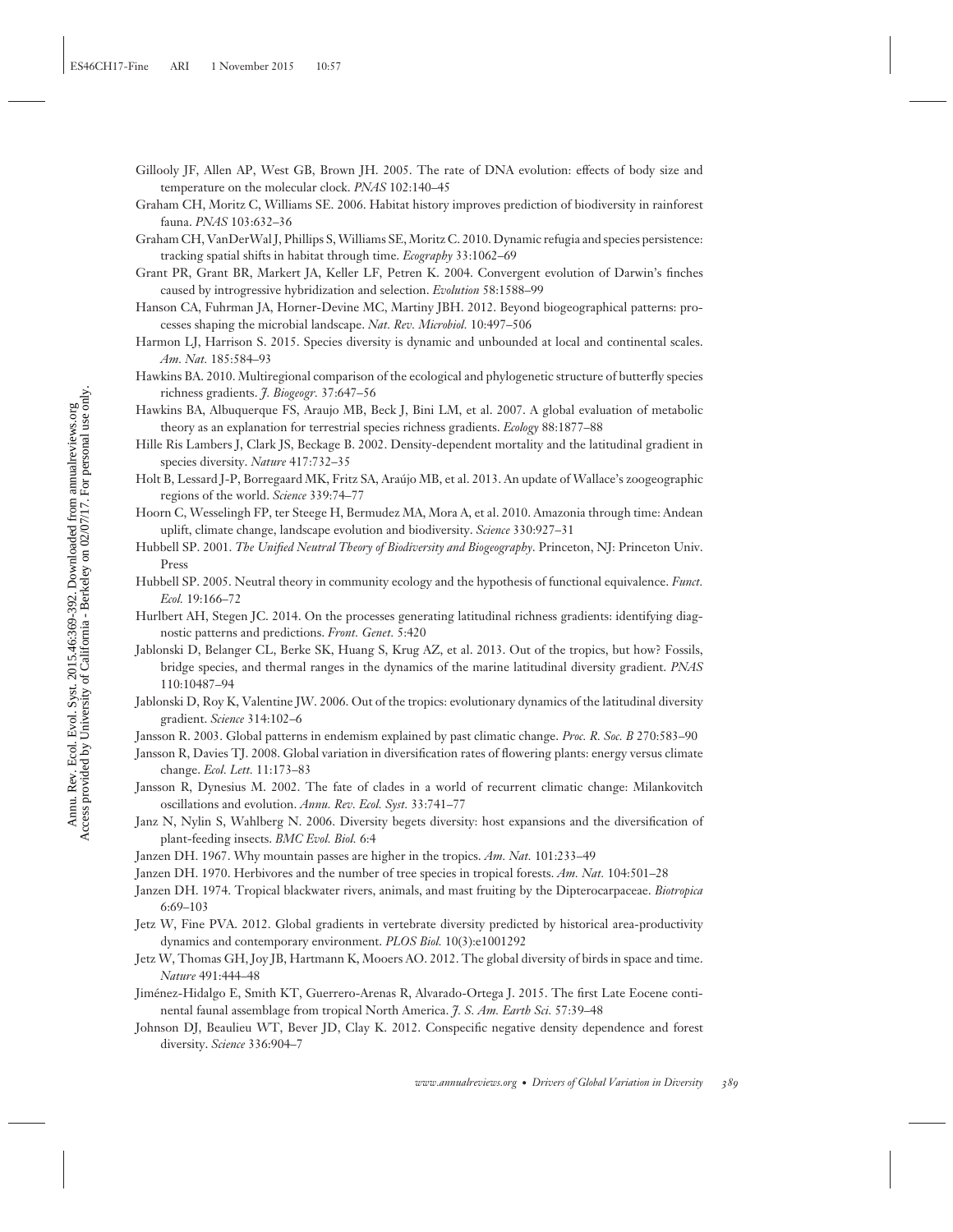Gillooly JF, Allen AP, West GB, Brown JH. 2005. The rate of DNA evolution: effects of body size and temperature on the molecular clock. *PNAS* 102:140–45

Graham CH, Moritz C, Williams SE. 2006. Habitat history improves prediction of biodiversity in rainforest fauna. *PNAS* 103:632–36

Graham CH, VanDerWal J, Phillips S, Williams SE, Moritz C. 2010. Dynamic refugia and species persistence: tracking spatial shifts in habitat through time. *Ecography* 33:1062–69

Grant PR, Grant BR, Markert JA, Keller LF, Petren K. 2004. Convergent evolution of Darwin's finches caused by introgressive hybridization and selection. *Evolution* 58:1588–99

Hanson CA, Fuhrman JA, Horner-Devine MC, Martiny JBH. 2012. Beyond biogeographical patterns: processes shaping the microbial landscape. *Nat. Rev. Microbiol.* 10:497–506

Harmon LJ, Harrison S. 2015. Species diversity is dynamic and unbounded at local and continental scales. *Am. Nat.* 185:584–93

Hawkins BA. 2010. Multiregional comparison of the ecological and phylogenetic structure of butterfly species richness gradients. *J. Biogeogr.* 37:647–56

Hawkins BA, Albuquerque FS, Araujo MB, Beck J, Bini LM, et al. 2007. A global evaluation of metabolic theory as an explanation for terrestrial species richness gradients. *Ecology* 88:1877–88

Hille Ris Lambers J, Clark JS, Beckage B. 2002. Density-dependent mortality and the latitudinal gradient in species diversity. *Nature* 417:732–35

Holt B, Lessard J-P, Borregaard MK, Fritz SA, Araújo MB, et al. 2013. An update of Wallace's zoogeographic regions of the world. *Science* 339:74–77

Hoorn C, Wesselingh FP, ter Steege H, Bermudez MA, Mora A, et al. 2010. Amazonia through time: Andean uplift, climate change, landscape evolution and biodiversity. *Science* 330:927–31

Hubbell SP. 2001. *The Unified Neutral Theory of Biodiversity and Biogeography*. Princeton, NJ: Princeton Univ. Press

Hubbell SP. 2005. Neutral theory in community ecology and the hypothesis of functional equivalence. *Funct. Ecol.* 19:166–72

Hurlbert AH, Stegen JC. 2014. On the processes generating latitudinal richness gradients: identifying diagnostic patterns and predictions. *Front. Genet.* 5:420

Jablonski D, Belanger CL, Berke SK, Huang S, Krug AZ, et al. 2013. Out of the tropics, but how? Fossils, bridge species, and thermal ranges in the dynamics of the marine latitudinal diversity gradient. *PNAS* 110:10487–94

Jablonski D, Roy K, Valentine JW. 2006. Out of the tropics: evolutionary dynamics of the latitudinal diversity gradient. *Science* 314:102–6

Jansson R. 2003. Global patterns in endemism explained by past climatic change. *Proc. R. Soc. B* 270:583–90

Jansson R, Davies TJ. 2008. Global variation in diversification rates of flowering plants: energy versus climate change. *Ecol. Lett.* 11:173–83

Jansson R, Dynesius M. 2002. The fate of clades in a world of recurrent climatic change: Milankovitch oscillations and evolution. *Annu. Rev. Ecol. Syst.* 33:741–77

Janz N, Nylin S, Wahlberg N. 2006. Diversity begets diversity: host expansions and the diversification of plant-feeding insects. *BMC Evol. Biol.* 6:4

Janzen DH. 1967. Why mountain passes are higher in the tropics. *Am. Nat.* 101:233–49

Janzen DH. 1970. Herbivores and the number of tree species in tropical forests. *Am. Nat.* 104:501–28

Janzen DH. 1974. Tropical blackwater rivers, animals, and mast fruiting by the Dipterocarpaceae. *Biotropica* 6:69–103

Jetz W, Fine PVA. 2012. Global gradients in vertebrate diversity predicted by historical area-productivity dynamics and contemporary environment. *PLOS Biol.* 10(3):e1001292

Jetz W, Thomas GH, Joy JB, Hartmann K, Mooers AO. 2012. The global diversity of birds in space and time. *Nature* 491:444–48

Jiménez-Hidalgo E, Smith KT, Guerrero-Arenas R, Alvarado-Ortega J. 2015. The first Late Eocene continental faunal assemblage from tropical North America. *J. S. Am. Earth Sci.* 57:39–48

Johnson DJ, Beaulieu WT, Bever JD, Clay K. 2012. Conspecific negative density dependence and forest diversity. *Science* 336:904–7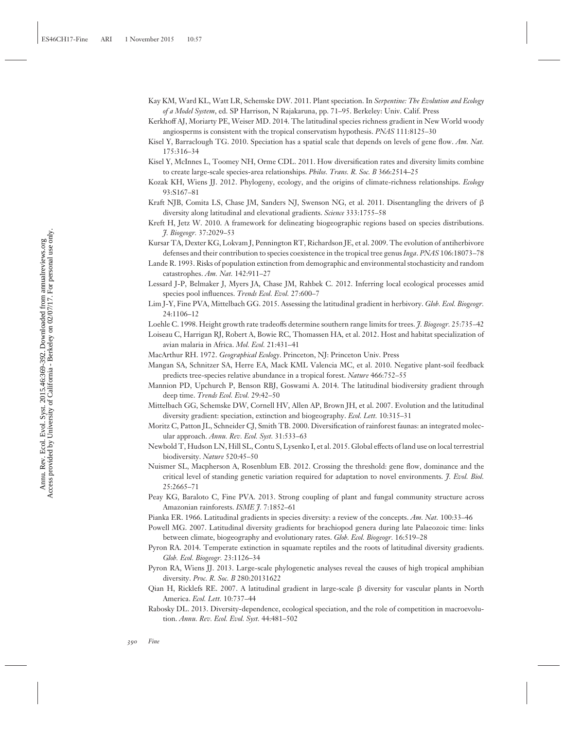Kay KM, Ward KL, Watt LR, Schemske DW. 2011. Plant speciation. In *Serpentine: The Evolution and Ecology of a Model System*, ed. SP Harrison, N Rajakaruna, pp. 71–95. Berkeley: Univ. Calif. Press

Kerkhoff AJ, Moriarty PE, Weiser MD. 2014. The latitudinal species richness gradient in New World woody angiosperms is consistent with the tropical conservatism hypothesis. *PNAS* 111:8125–30

Kisel Y, Barraclough TG. 2010. Speciation has a spatial scale that depends on levels of gene flow. *Am. Nat.* 175:316–34

Kisel Y, McInnes L, Toomey NH, Orme CDL. 2011. How diversification rates and diversity limits combine to create large-scale species-area relationships. *Philos. Trans. R. Soc. B* 366:2514–25

Kozak KH, Wiens JJ. 2012. Phylogeny, ecology, and the origins of climate-richness relationships. *Ecology* 93:S167–81

Kraft NJB, Comita LS, Chase JM, Sanders NJ, Swenson NG, et al. 2011. Disentangling the drivers of β diversity along latitudinal and elevational gradients. *Science* 333:1755–58

Kreft H, Jetz W. 2010. A framework for delineating biogeographic regions based on species distributions. *J. Biogeogr.* 37:2029–53

Kursar TA, Dexter KG, Lokvam J, Pennington RT, Richardson JE, et al. 2009. The evolution of antiherbivore defenses and their contribution to species coexistence in the tropical tree genus *Inga*. *PNAS* 106:18073–78

Lande R. 1993. Risks of population extinction from demographic and environmental stochasticity and random catastrophes. *Am. Nat.* 142:911–27

Lessard J-P, Belmaker J, Myers JA, Chase JM, Rahbek C. 2012. Inferring local ecological processes amid species pool influences. *Trends Ecol. Evol.* 27:600–7

Lim J-Y, Fine PVA, Mittelbach GG. 2015. Assessing the latitudinal gradient in herbivory. *Glob. Ecol. Biogeogr.* 24:1106–12

Loehle C. 1998. Height growth rate tradeoffs determine southern range limits for trees. *J. Biogeogr.* 25:735–42

Loiseau C, Harrigan RJ, Robert A, Bowie RC, Thomassen HA, et al. 2012. Host and habitat specialization of avian malaria in Africa. *Mol. Ecol.* 21:431–41

MacArthur RH. 1972. *Geographical Ecology*. Princeton, NJ: Princeton Univ. Press

Mangan SA, Schnitzer SA, Herre EA, Mack KML Valencia MC, et al. 2010. Negative plant-soil feedback predicts tree-species relative abundance in a tropical forest. *Nature* 466:752–55

Mannion PD, Upchurch P, Benson RBJ, Goswami A. 2014. The latitudinal biodiversity gradient through deep time. *Trends Ecol. Evol.* 29:42–50

Mittelbach GG, Schemske DW, Cornell HV, Allen AP, Brown JH, et al. 2007. Evolution and the latitudinal diversity gradient: speciation, extinction and biogeography. *Ecol. Lett.* 10:315–31

Moritz C, Patton JL, Schneider CJ, Smith TB. 2000. Diversification of rainforest faunas: an integrated molecular approach. *Annu. Rev. Ecol. Syst.* 31:533–63

Newbold T, Hudson LN, Hill SL, Contu S, Lysenko I, et al. 2015. Global effects of land use on local terrestrial biodiversity. *Nature* 520:45–50

Nuismer SL, Macpherson A, Rosenblum EB. 2012. Crossing the threshold: gene flow, dominance and the critical level of standing genetic variation required for adaptation to novel environments. *J. Evol. Biol.* 25:2665–71

Peay KG, Baraloto C, Fine PVA. 2013. Strong coupling of plant and fungal community structure across Amazonian rainforests. *ISME J.* 7:1852–61

Pianka ER. 1966. Latitudinal gradients in species diversity: a review of the concepts. *Am. Nat.* 100:33–46

Powell MG. 2007. Latitudinal diversity gradients for brachiopod genera during late Palaeozoic time: links between climate, biogeography and evolutionary rates. *Glob. Ecol. Biogeogr.* 16:519–28

Pyron RA. 2014. Temperate extinction in squamate reptiles and the roots of latitudinal diversity gradients. *Glob. Ecol. Biogeogr.* 23:1126–34

Pyron RA, Wiens JJ. 2013. Large-scale phylogenetic analyses reveal the causes of high tropical amphibian diversity. *Proc. R. Soc. B* 280:20131622

Qian H, Ricklefs RE. 2007. A latitudinal gradient in large-scale β diversity for vascular plants in North America. *Ecol. Lett.* 10:737–44

Rabosky DL. 2013. Diversity-dependence, ecological speciation, and the role of competition in macroevolution. *Annu. Rev. Ecol. Evol. Syst.* 44:481–502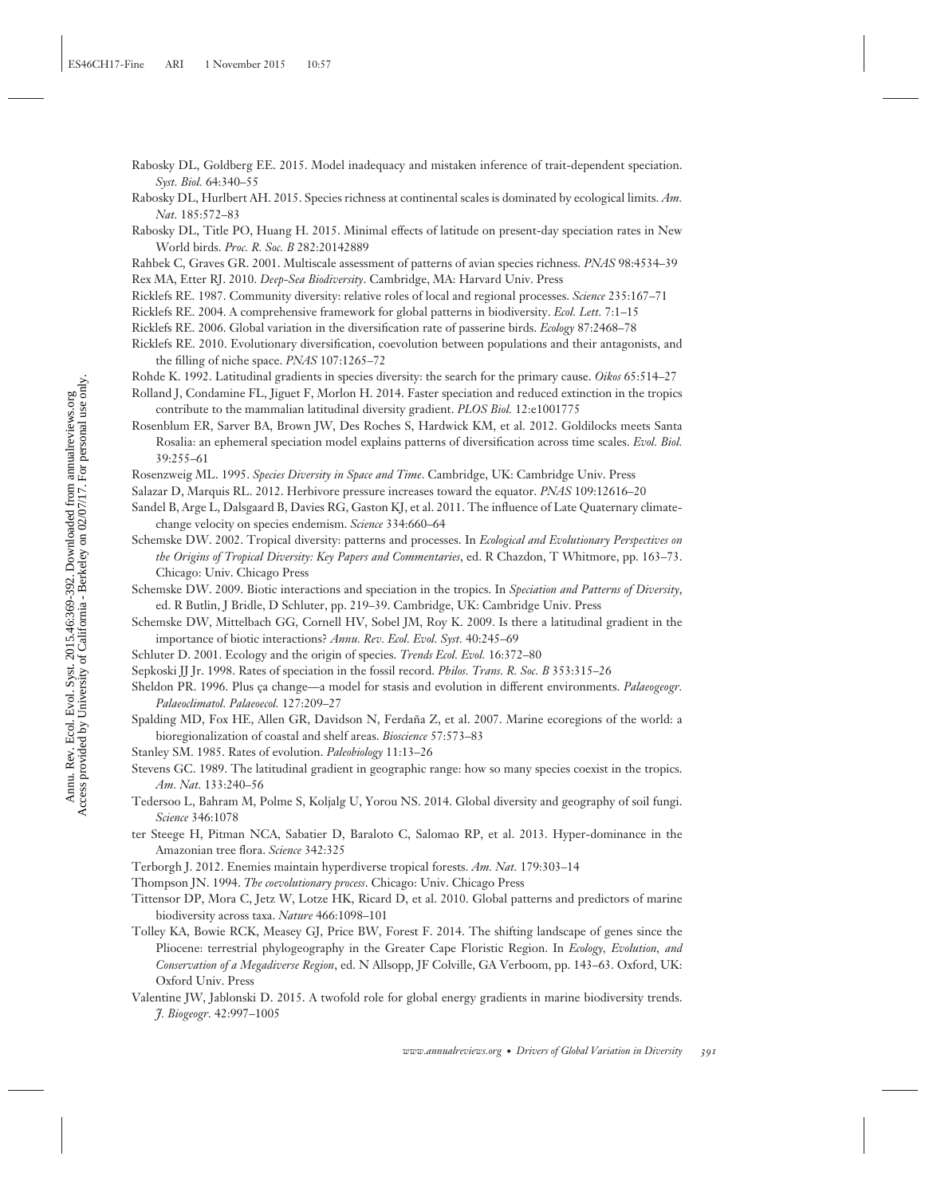Rabosky DL, Goldberg EE. 2015. Model inadequacy and mistaken inference of trait-dependent speciation. *Syst. Biol.* 64:340–55

Rabosky DL, Hurlbert AH. 2015. Species richness at continental scales is dominated by ecological limits. *Am. Nat.* 185:572–83

Rabosky DL, Title PO, Huang H. 2015. Minimal effects of latitude on present-day speciation rates in New World birds. *Proc. R. Soc. B* 282:20142889

Rahbek C, Graves GR. 2001. Multiscale assessment of patterns of avian species richness. *PNAS* 98:4534–39

Rex MA, Etter RJ. 2010. *Deep-Sea Biodiversity*. Cambridge, MA: Harvard Univ. Press

Ricklefs RE. 1987. Community diversity: relative roles of local and regional processes. *Science* 235:167–71

Ricklefs RE. 2004. A comprehensive framework for global patterns in biodiversity. *Ecol. Lett.* 7:1–15

Ricklefs RE. 2006. Global variation in the diversification rate of passerine birds. *Ecology* 87:2468–78

Ricklefs RE. 2010. Evolutionary diversification, coevolution between populations and their antagonists, and the filling of niche space. *PNAS* 107:1265–72

Rohde K. 1992. Latitudinal gradients in species diversity: the search for the primary cause. *Oikos* 65:514–27

Rolland J, Condamine FL, Jiguet F, Morlon H. 2014. Faster speciation and reduced extinction in the tropics contribute to the mammalian latitudinal diversity gradient. *PLOS Biol.* 12:e1001775

Rosenblum ER, Sarver BA, Brown JW, Des Roches S, Hardwick KM, et al. 2012. Goldilocks meets Santa Rosalia: an ephemeral speciation model explains patterns of diversification across time scales. *Evol. Biol.* 39:255–61

Rosenzweig ML. 1995. *Species Diversity in Space and Time*. Cambridge, UK: Cambridge Univ. Press

Salazar D, Marquis RL. 2012. Herbivore pressure increases toward the equator. *PNAS* 109:12616–20

Sandel B, Arge L, Dalsgaard B, Davies RG, Gaston KJ, et al. 2011. The influence of Late Quaternary climate-change velocity on species endemism. *Science* 334:660–64

Schemske DW. 2002. Tropical diversity: patterns and processes. In *Ecological and Evolutionary Perspectives on the Origins of Tropical Diversity: Key Papers and Commentaries*, ed. R Chazdon, T Whitmore, pp. 163–73. Chicago: Univ. Chicago Press

Schemske DW. 2009. Biotic interactions and speciation in the tropics. In *Speciation and Patterns of Diversity*, ed. R Butlin, J Bridle, D Schluter, pp. 219–39. Cambridge, UK: Cambridge Univ. Press

Schemske DW, Mittelbach GG, Cornell HV, Sobel JM, Roy K. 2009. Is there a latitudinal gradient in the importance of biotic interactions? *Annu. Rev. Ecol. Evol. Syst.* 40:245–69

Schluter D. 2001. Ecology and the origin of species. *Trends Ecol. Evol.* 16:372–80

Sepkoski JJ Jr. 1998. Rates of speciation in the fossil record. *Philos. Trans. R. Soc. B* 353:315–26

Sheldon PR. 1996. Plus ça change—a model for stasis and evolution in different environments. *Palaeogeogr. Palaeoclimatol. Palaeoecol.* 127:209–27

Spalding MD, Fox HE, Allen GR, Davidson N, Ferdaña Z, et al. 2007. Marine ecoregions of the world: a bioregionalization of coastal and shelf areas. *Bioscience* 57:573–83

Stanley SM. 1985. Rates of evolution. *Paleobiology* 11:13–26

Stevens GC. 1989. The latitudinal gradient in geographic range: how so many species coexist in the tropics. *Am. Nat.* 133:240–56

Tedersoo L, Bahram M, Polme S, Koljalg U, Yorou NS. 2014. Global diversity and geography of soil fungi. *Science* 346:1078

ter Steege H, Pitman NCA, Sabatier D, Baraloto C, Salomao RP, et al. 2013. Hyper-dominance in the Amazonian tree flora. *Science* 342:325

Terborgh J. 2012. Enemies maintain hyperdiverse tropical forests. *Am. Nat.* 179:303–14

Thompson JN. 1994. *The coevolutionary process*. Chicago: Univ. Chicago Press

Tittensor DP, Mora C, Jetz W, Lotze HK, Ricard D, et al. 2010. Global patterns and predictors of marine biodiversity across taxa. *Nature* 466:1098–101

Tolley KA, Bowie RCK, Measey GJ, Price BW, Forest F. 2014. The shifting landscape of genes since the Pliocene: terrestrial phylogeography in the Greater Cape Floristic Region. In *Ecology, Evolution, and Conservation of a Megadiverse Region*, ed. N Allsopp, JF Colville, GA Verboom, pp. 143–63. Oxford, UK: Oxford Univ. Press

Valentine JW, Jablonski D. 2015. A twofold role for global energy gradients in marine biodiversity trends. *J. Biogeogr.* 42:997–1005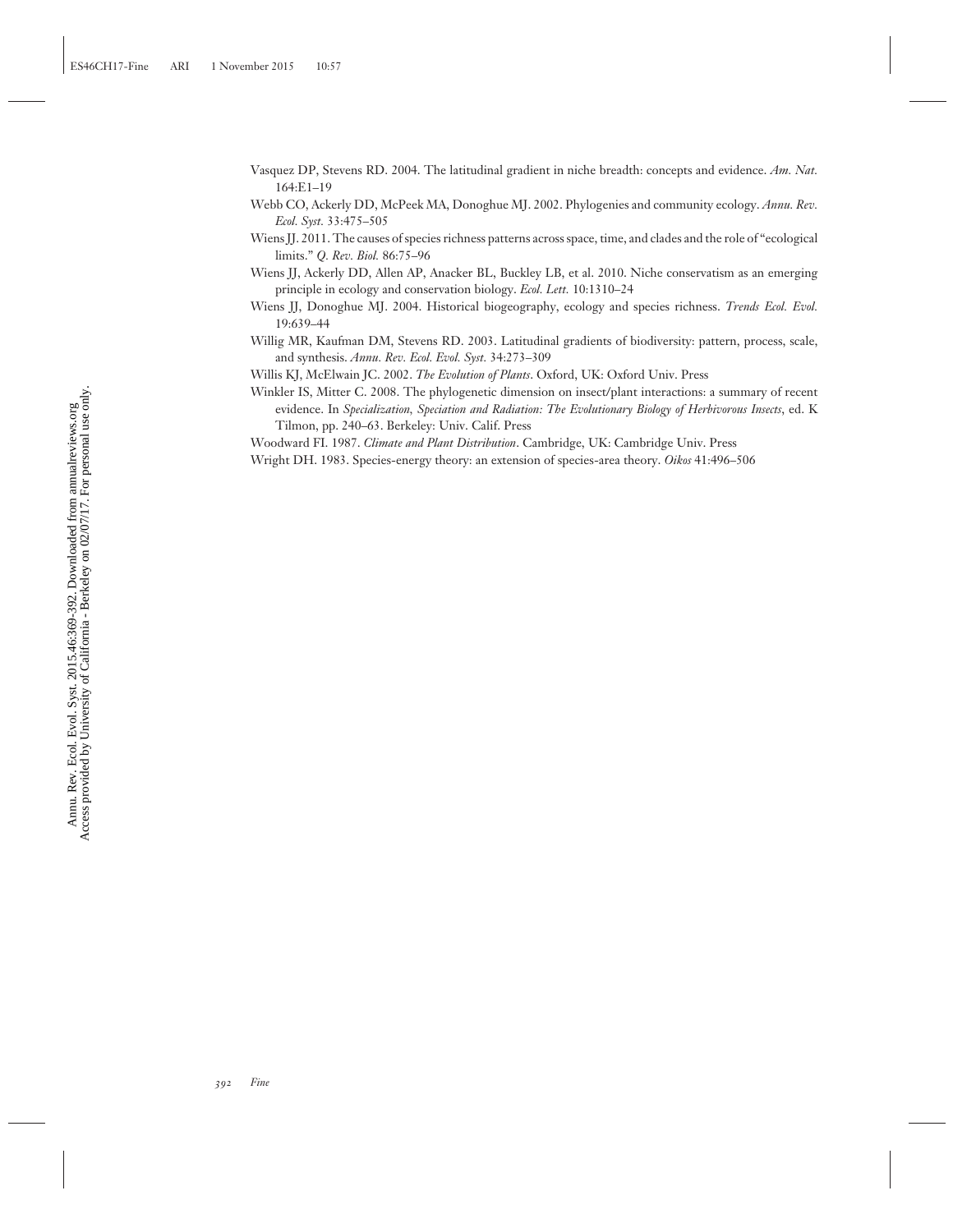Vasquez DP, Stevens RD. 2004. The latitudinal gradient in niche breadth: concepts and evidence. *Am. Nat.* 164:E1–19

Webb CO, Ackerly DD, McPeek MA, Donoghue MJ. 2002. Phylogenies and community ecology. *Annu. Rev. Ecol. Syst.* 33:475–505

Wiens JJ. 2011. The causes of species richness patterns across space, time, and clades and the role of "ecological limits." *Q. Rev. Biol.* 86:75–96

Wiens JJ, Ackerly DD, Allen AP, Anacker BL, Buckley LB, et al. 2010. Niche conservatism as an emerging principle in ecology and conservation biology. *Ecol. Lett.* 10:1310–24

Wiens JJ, Donoghue MJ. 2004. Historical biogeography, ecology and species richness. *Trends Ecol. Evol.* 19:639–44

Willig MR, Kaufman DM, Stevens RD. 2003. Latitudinal gradients of biodiversity: pattern, process, scale, and synthesis. *Annu. Rev. Ecol. Evol. Syst.* 34:273–309

Willis KJ, McElwain JC. 2002. *The Evolution of Plants*. Oxford, UK: Oxford Univ. Press

Winkler IS, Mitter C. 2008. The phylogenetic dimension on insect/plant interactions: a summary of recent evidence. In *Specialization, Speciation and Radiation: The Evolutionary Biology of Herbivorous Insects*, ed. K Tilmon, pp. 240–63. Berkeley: Univ. Calif. Press

Woodward FI. 1987. *Climate and Plant Distribution*. Cambridge, UK: Cambridge Univ. Press

Wright DH. 1983. Species-energy theory: an extension of species-area theory. *Oikos* 41:496–506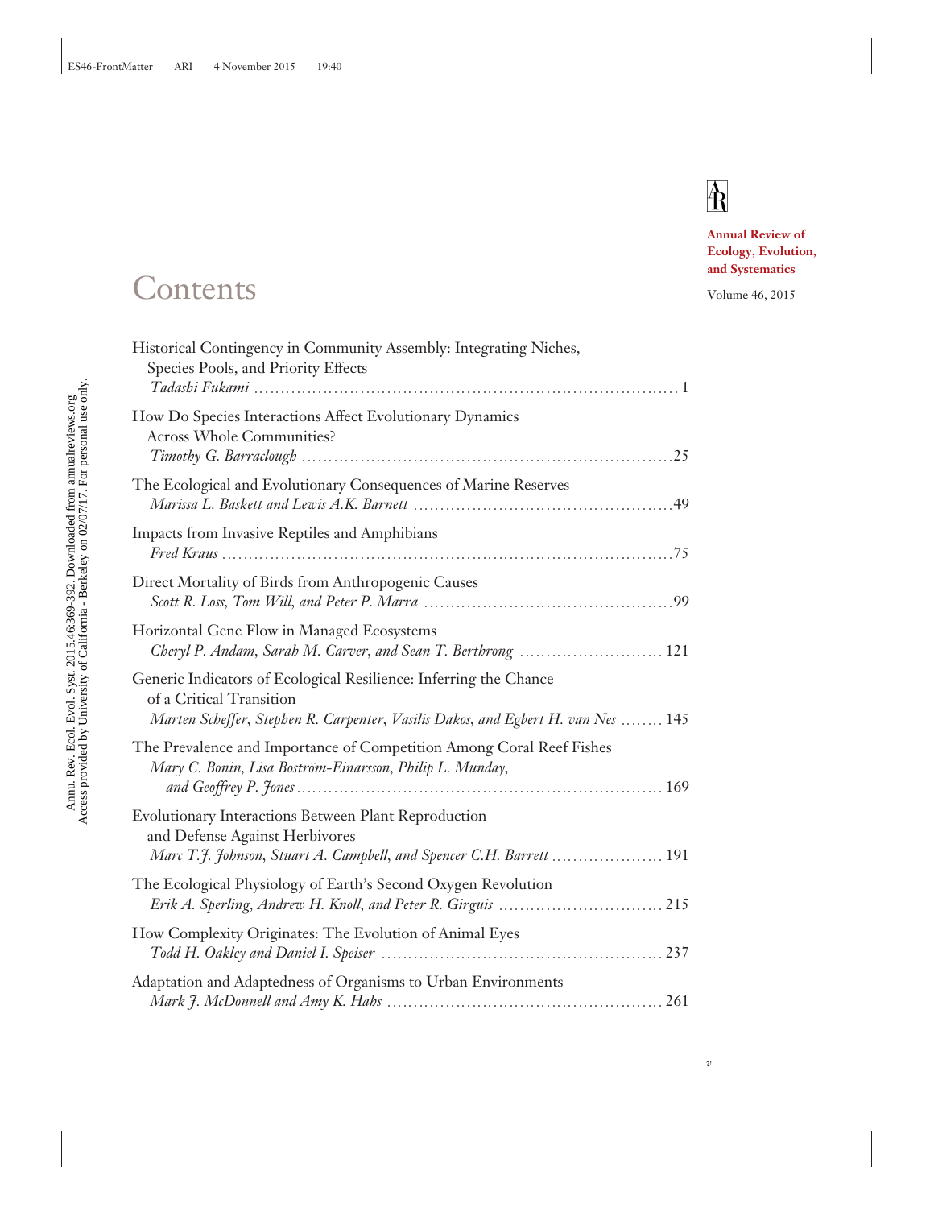**Annual Review of Ecology, Evolution, and Systematics**

Volume 46, 2015

# Contents

Historical Contingency in Community Assembly: Integrating Niches, Species Pools, and Priority Effects
*Tadashi Fukami* . . . . . . . . . . 1

How Do Species Interactions Affect Evolutionary Dynamics Across Whole Communities?
*Timothy G. Barraclough* . . . . . . . . . . 25

The Ecological and Evolutionary Consequences of Marine Reserves
*Marissa L. Baskett and Lewis A.K. Barnett* . . . . . . . . . . 49

Impacts from Invasive Reptiles and Amphibians
*Fred Kraus* . . . . . . . . . . 75

Direct Mortality of Birds from Anthropogenic Causes
*Scott R. Loss, Tom Will, and Peter P. Marra* . . . . . . . . . . 99

Horizontal Gene Flow in Managed Ecosystems
*Cheryl P. Andam, Sarah M. Carver, and Sean T. Berthrong* . . . . . . . . . . 121

Generic Indicators of Ecological Resilience: Inferring the Chance of a Critical Transition
*Marten Scheffer, Stephen R. Carpenter, Vasilis Dakos, and Egbert H. van Nes* . . . . . . . . . . 145

The Prevalence and Importance of Competition Among Coral Reef Fishes
*Mary C. Bonin, Lisa Boström-Einarsson, Philip L. Munday, and Geoffrey P. Jones* . . . . . . . . . . 169

Evolutionary Interactions Between Plant Reproduction and Defense Against Herbivores
*Marc T.J. Johnson, Stuart A. Campbell, and Spencer C.H. Barrett* . . . . . . . . . . 191

The Ecological Physiology of Earth's Second Oxygen Revolution
*Erik A. Sperling, Andrew H. Knoll, and Peter R. Girguis* . . . . . . . . . . 215

How Complexity Originates: The Evolution of Animal Eyes
*Todd H. Oakley and Daniel I. Speiser* . . . . . . . . . . 237

Adaptation and Adaptedness of Organisms to Urban Environments
*Mark J. McDonnell and Amy K. Hahs* . . . . . . . . . . 261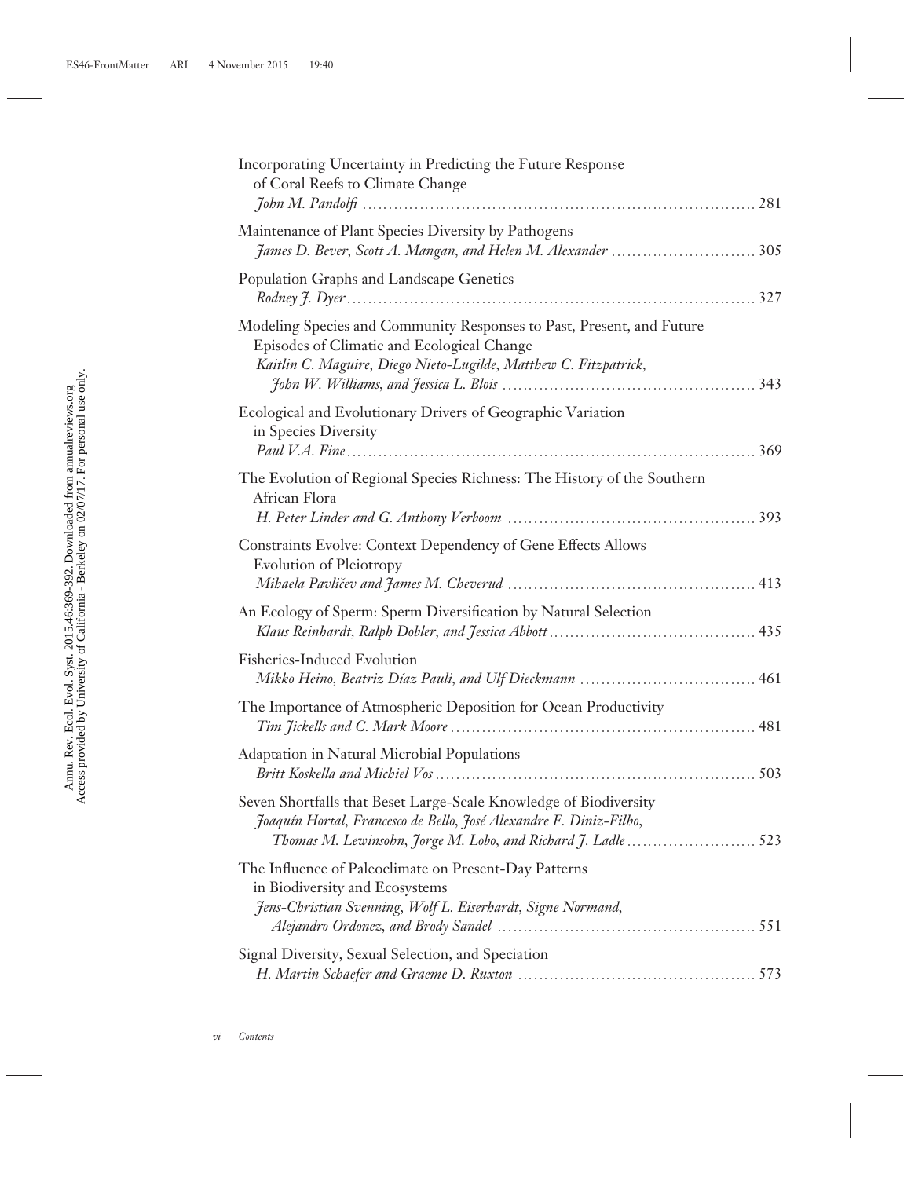Incorporating Uncertainty in Predicting the Future Response of Coral Reefs to Climate Change
*John M. Pandolfi* ........ 281

Maintenance of Plant Species Diversity by Pathogens
*James D. Bever, Scott A. Mangan, and Helen M. Alexander* ........ 305

Population Graphs and Landscape Genetics
*Rodney J. Dyer* ........ 327

Modeling Species and Community Responses to Past, Present, and Future Episodes of Climatic and Ecological Change
*Kaitlin C. Maguire, Diego Nieto-Lugilde, Matthew C. Fitzpatrick, John W. Williams, and Jessica L. Blois* ........ 343

Ecological and Evolutionary Drivers of Geographic Variation in Species Diversity
*Paul V.A. Fine* ........ 369

The Evolution of Regional Species Richness: The History of the Southern African Flora
*H. Peter Linder and G. Anthony Verboom* ........ 393

Constraints Evolve: Context Dependency of Gene Effects Allows Evolution of Pleiotropy
*Mihaela Pavličev and James M. Cheverud* ........ 413

An Ecology of Sperm: Sperm Diversification by Natural Selection
*Klaus Reinhardt, Ralph Dobler, and Jessica Abbott* ........ 435

Fisheries-Induced Evolution
*Mikko Heino, Beatriz Díaz Pauli, and Ulf Dieckmann* ........ 461

The Importance of Atmospheric Deposition for Ocean Productivity
*Tim Jickells and C. Mark Moore* ........ 481

Adaptation in Natural Microbial Populations
*Britt Koskella and Michiel Vos* ........ 503

Seven Shortfalls that Beset Large-Scale Knowledge of Biodiversity
*Joaquín Hortal, Francesco de Bello, José Alexandre F. Diniz-Filho, Thomas M. Lewinsohn, Jorge M. Lobo, and Richard J. Ladle* ........ 523

The Influence of Paleoclimate on Present-Day Patterns in Biodiversity and Ecosystems
*Jens-Christian Svenning, Wolf L. Eiserhardt, Signe Normand, Alejandro Ordonez, and Brody Sandel* ........ 551

Signal Diversity, Sexual Selection, and Speciation
*H. Martin Schaefer and Graeme D. Ruxton* ........ 573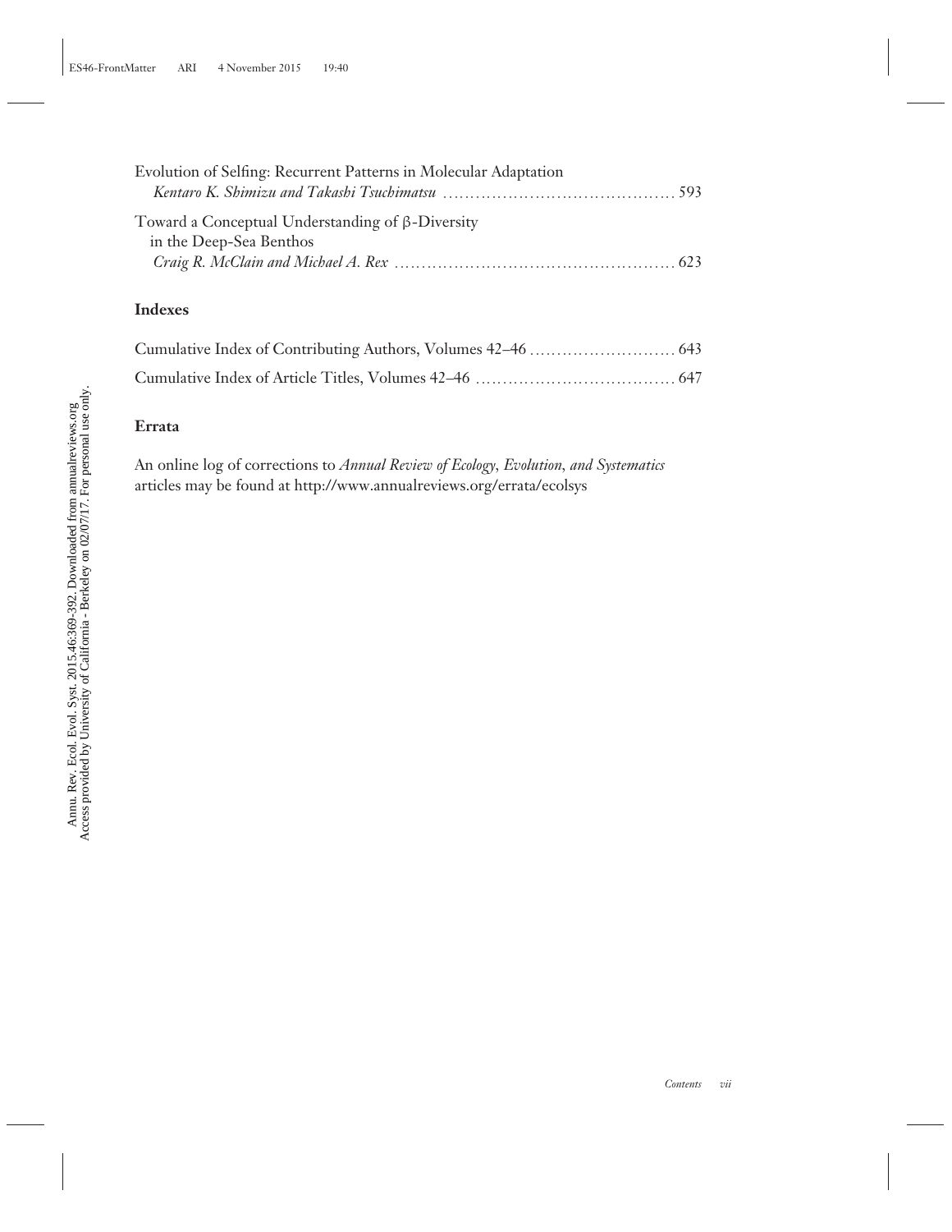Evolution of Selfing: Recurrent Patterns in Molecular Adaptation
*Kentaro K. Shimizu and Takashi Tsuchimatsu* ........................................ 593

Toward a Conceptual Understanding of β-Diversity in the Deep-Sea Benthos
*Craig R. McClain and Michael A. Rex* ................................................ 623

## Indexes

Cumulative Index of Contributing Authors, Volumes 42–46 ........................ 643

Cumulative Index of Article Titles, Volumes 42–46 ................................. 647

## Errata

An online log of corrections to *Annual Review of Ecology, Evolution, and Systematics* articles may be found at http://www.annualreviews.org/errata/ecolsys